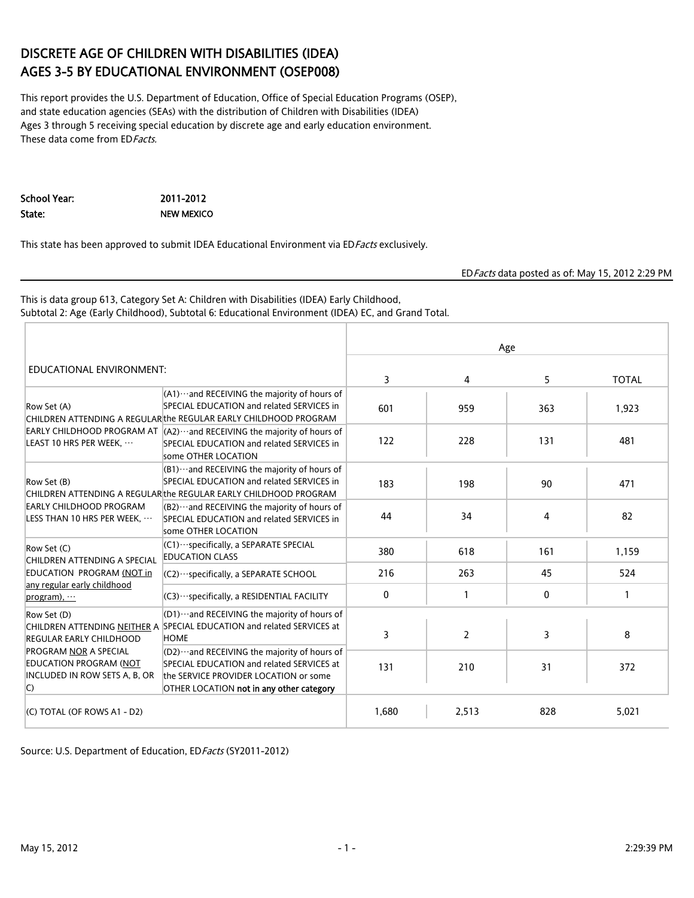# DISCRETE AGE OF CHILDREN WITH DISABILITIES (IDEA) AGES 3-5 BY EDUCATIONAL ENVIRONMENT (OSEP008)

This report provides the U.S. Department of Education, Office of Special Education Programs (OSEP), and state education agencies (SEAs) with the distribution of Children with Disabilities (IDEA) Ages 3 through 5 receiving special education by discrete age and early education environment. These data come from ED*Facts.*

**School Year:** 2011-2012
**State:** NEW MEXICO

This state has been approved to submit IDEA Educational Environment via ED*Facts* exclusively.

ED*Facts* data posted as of: May 15, 2012 2:29 PM

---

This is data group 613, Category Set A: Children with Disabilities (IDEA) Early Childhood, Subtotal 2: Age (Early Childhood), Subtotal 6: Educational Environment (IDEA) EC, and Grand Total.

| EDUCATIONAL ENVIRONMENT: | | Age | | | |
|---|---|---|---|---|---|
| | | 3 | 4 | 5 | TOTAL |
| Row Set (A) CHILDREN ATTENDING A REGULAR EARLY CHILDHOOD PROGRAM AT LEAST 10 HRS PER WEEK, ··· | (A1)···and RECEIVING the majority of hours of SPECIAL EDUCATION and related SERVICES in the REGULAR EARLY CHILDHOOD PROGRAM | 601 | 959 | 363 | 1,923 |
| | (A2)···and RECEIVING the majority of hours of SPECIAL EDUCATION and related SERVICES in some OTHER LOCATION | 122 | 228 | 131 | 481 |
| Row Set (B) CHILDREN ATTENDING A REGULAR EARLY CHILDHOOD PROGRAM LESS THAN 10 HRS PER WEEK, ··· | (B1)···and RECEIVING the majority of hours of SPECIAL EDUCATION and related SERVICES in the REGULAR EARLY CHILDHOOD PROGRAM | 183 | 198 | 90 | 471 |
| | (B2)···and RECEIVING the majority of hours of SPECIAL EDUCATION and related SERVICES in some OTHER LOCATION | 44 | 34 | 4 | 82 |
| Row Set (C) CHILDREN ATTENDING A SPECIAL EDUCATION PROGRAM (NOT in any regular early childhood program), ··· | (C1)···specifically, a SEPARATE SPECIAL EDUCATION CLASS | 380 | 618 | 161 | 1,159 |
| | (C2)···specifically, a SEPARATE SCHOOL | 216 | 263 | 45 | 524 |
| | (C3)···specifically, a RESIDENTIAL FACILITY | 0 | 1 | 0 | 1 |
| Row Set (D) CHILDREN ATTENDING NEITHER A REGULAR EARLY CHILDHOOD PROGRAM NOR A SPECIAL EDUCATION PROGRAM (NOT INCLUDED IN ROW SETS A, B, OR C) | (D1)···and RECEIVING the majority of hours of SPECIAL EDUCATION and related SERVICES at HOME | 3 | 2 | 3 | 8 |
| | (D2)···and RECEIVING the majority of hours of SPECIAL EDUCATION and related SERVICES at the SERVICE PROVIDER LOCATION or some OTHER LOCATION **not in any other category** | 131 | 210 | 31 | 372 |
| (C) TOTAL (OF ROWS A1 - D2) | | 1,680 | 2,513 | 828 | 5,021 |

Source: U.S. Department of Education, ED*Facts* (SY2011-2012)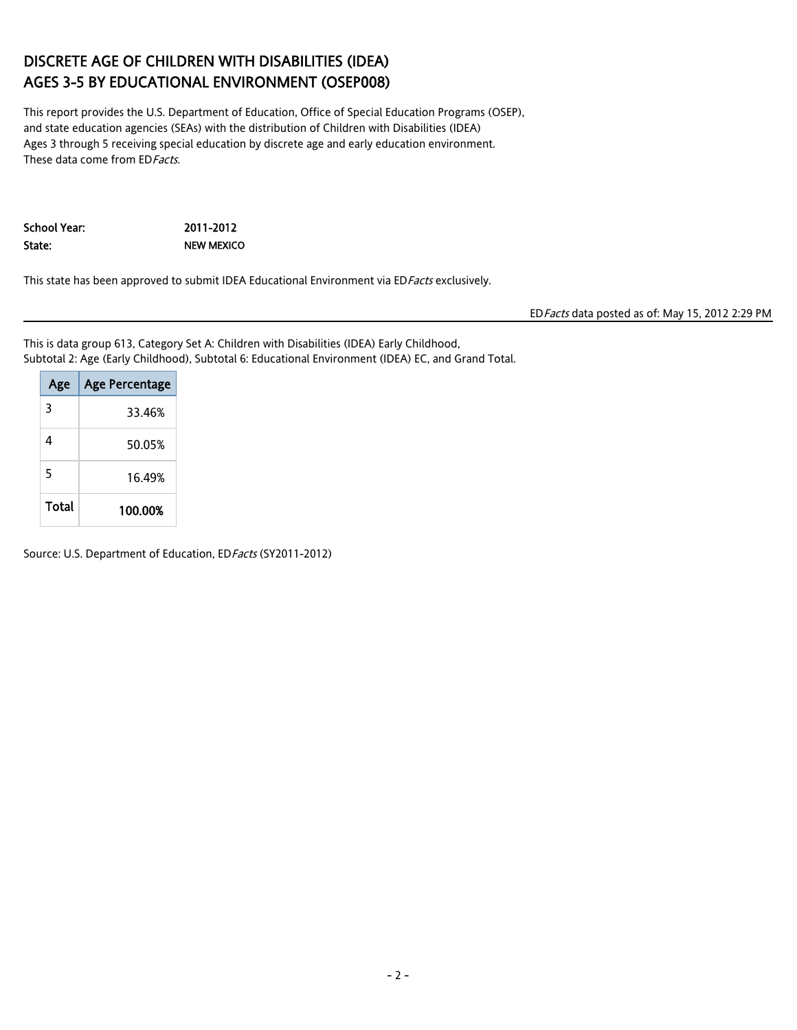# DISCRETE AGE OF CHILDREN WITH DISABILITIES (IDEA) AGES 3-5 BY EDUCATIONAL ENVIRONMENT (OSEP008)

This report provides the U.S. Department of Education, Office of Special Education Programs (OSEP), and state education agencies (SEAs) with the distribution of Children with Disabilities (IDEA) Ages 3 through 5 receiving special education by discrete age and early education environment. These data come from ED*Facts*.

**School Year:** 2011-2012
**State:** NEW MEXICO

This state has been approved to submit IDEA Educational Environment via ED*Facts* exclusively.

ED*Facts* data posted as of: May 15, 2012 2:29 PM

---

This is data group 613, Category Set A: Children with Disabilities (IDEA) Early Childhood, Subtotal 2: Age (Early Childhood), Subtotal 6: Educational Environment (IDEA) EC, and Grand Total.

| Age | Age Percentage |
|---|---|
| 3 | 33.46% |
| 4 | 50.05% |
| 5 | 16.49% |
| **Total** | **100.00%** |

Source: U.S. Department of Education, ED*Facts* (SY2011-2012)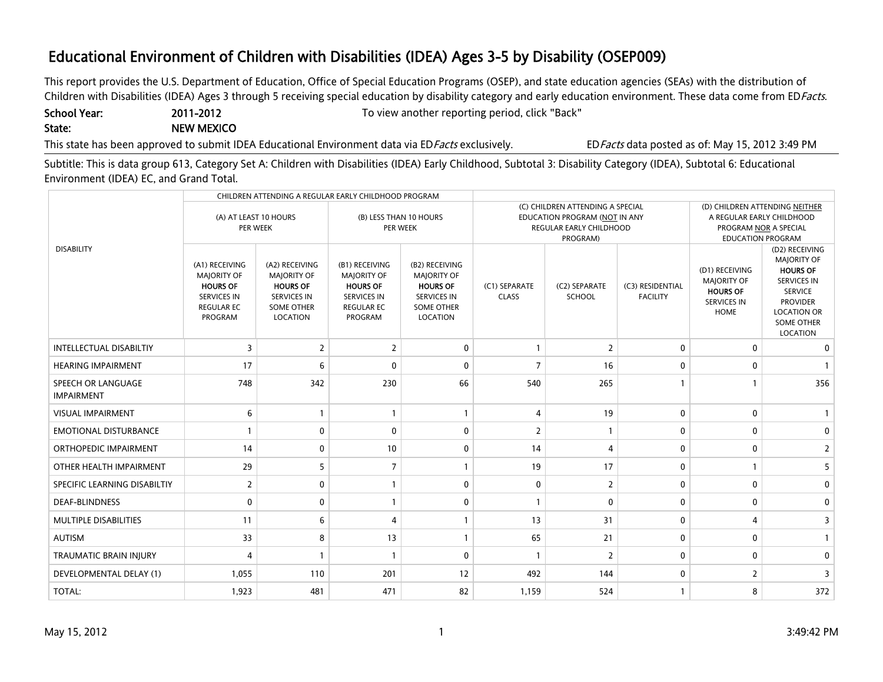# Educational Environment of Children with Disabilities (IDEA) Ages 3-5 by Disability (OSEP009)

This report provides the U.S. Department of Education, Office of Special Education Programs (OSEP), and state education agencies (SEAs) with the distribution of Children with Disabilities (IDEA) Ages 3 through 5 receiving special education by disability category and early education environment. These data come from ED*Facts*.

**School Year:** 2011-2012 To view another reporting period, click "Back"

**State:** NEW MEXICO

This state has been approved to submit IDEA Educational Environment data via ED*Facts* exclusively. ED*Facts* data posted as of: May 15, 2012 3:49 PM

Subtitle: This is data group 613, Category Set A: Children with Disabilities (IDEA) Early Childhood, Subtotal 3: Disability Category (IDEA), Subtotal 6: Educational Environment (IDEA) EC, and Grand Total.

| DISABILITY | CHILDREN ATTENDING A REGULAR EARLY CHILDHOOD PROGRAM | | | | | | | | |
|---|---|---|---|---|---|---|---|---|---|
| | (A) AT LEAST 10 HOURS PER WEEK | | (B) LESS THAN 10 HOURS PER WEEK | | (C) CHILDREN ATTENDING A SPECIAL EDUCATION PROGRAM (NOT IN ANY REGULAR EARLY CHILDHOOD PROGRAM) | | | (D) CHILDREN ATTENDING NEITHER A REGULAR EARLY CHILDHOOD PROGRAM NOR A SPECIAL EDUCATION PROGRAM | |
| | (A1) RECEIVING MAJORITY OF **HOURS OF** SERVICES IN REGULAR EC PROGRAM | (A2) RECEIVING MAJORITY OF **HOURS OF** SERVICES IN SOME OTHER LOCATION | (B1) RECEIVING MAJORITY OF **HOURS OF** SERVICES IN REGULAR EC PROGRAM | (B2) RECEIVING MAJORITY OF **HOURS OF** SERVICES IN SOME OTHER LOCATION | (C1) SEPARATE CLASS | (C2) SEPARATE SCHOOL | (C3) RESIDENTIAL FACILITY | (D1) RECEIVING MAJORITY OF **HOURS OF** SERVICES IN HOME | (D2) RECEIVING MAJORITY OF **HOURS OF** SERVICES IN SERVICE PROVIDER LOCATION OR SOME OTHER LOCATION |
| INTELLECTUAL DISABILTIY | 3 | 2 | 2 | 0 | 1 | 2 | 0 | 0 | 0 |
| HEARING IMPAIRMENT | 17 | 6 | 0 | 0 | 7 | 16 | 0 | 0 | 1 |
| SPEECH OR LANGUAGE IMPAIRMENT | 748 | 342 | 230 | 66 | 540 | 265 | 1 | 1 | 356 |
| VISUAL IMPAIRMENT | 6 | 1 | 1 | 1 | 4 | 19 | 0 | 0 | 1 |
| EMOTIONAL DISTURBANCE | 1 | 0 | 0 | 0 | 2 | 1 | 0 | 0 | 0 |
| ORTHOPEDIC IMPAIRMENT | 14 | 0 | 10 | 0 | 14 | 4 | 0 | 0 | 2 |
| OTHER HEALTH IMPAIRMENT | 29 | 5 | 7 | 1 | 19 | 17 | 0 | 1 | 5 |
| SPECIFIC LEARNING DISABILTIY | 2 | 0 | 1 | 0 | 0 | 2 | 0 | 0 | 0 |
| DEAF-BLINDNESS | 0 | 0 | 1 | 0 | 1 | 0 | 0 | 0 | 0 |
| MULTIPLE DISABILITIES | 11 | 6 | 4 | 1 | 13 | 31 | 0 | 4 | 3 |
| AUTISM | 33 | 8 | 13 | 1 | 65 | 21 | 0 | 0 | 1 |
| TRAUMATIC BRAIN INJURY | 4 | 1 | 1 | 0 | 1 | 2 | 0 | 0 | 0 |
| DEVELOPMENTAL DELAY (1) | 1,055 | 110 | 201 | 12 | 492 | 144 | 0 | 2 | 3 |
| TOTAL: | 1,923 | 481 | 471 | 82 | 1,159 | 524 | 1 | 8 | 372 |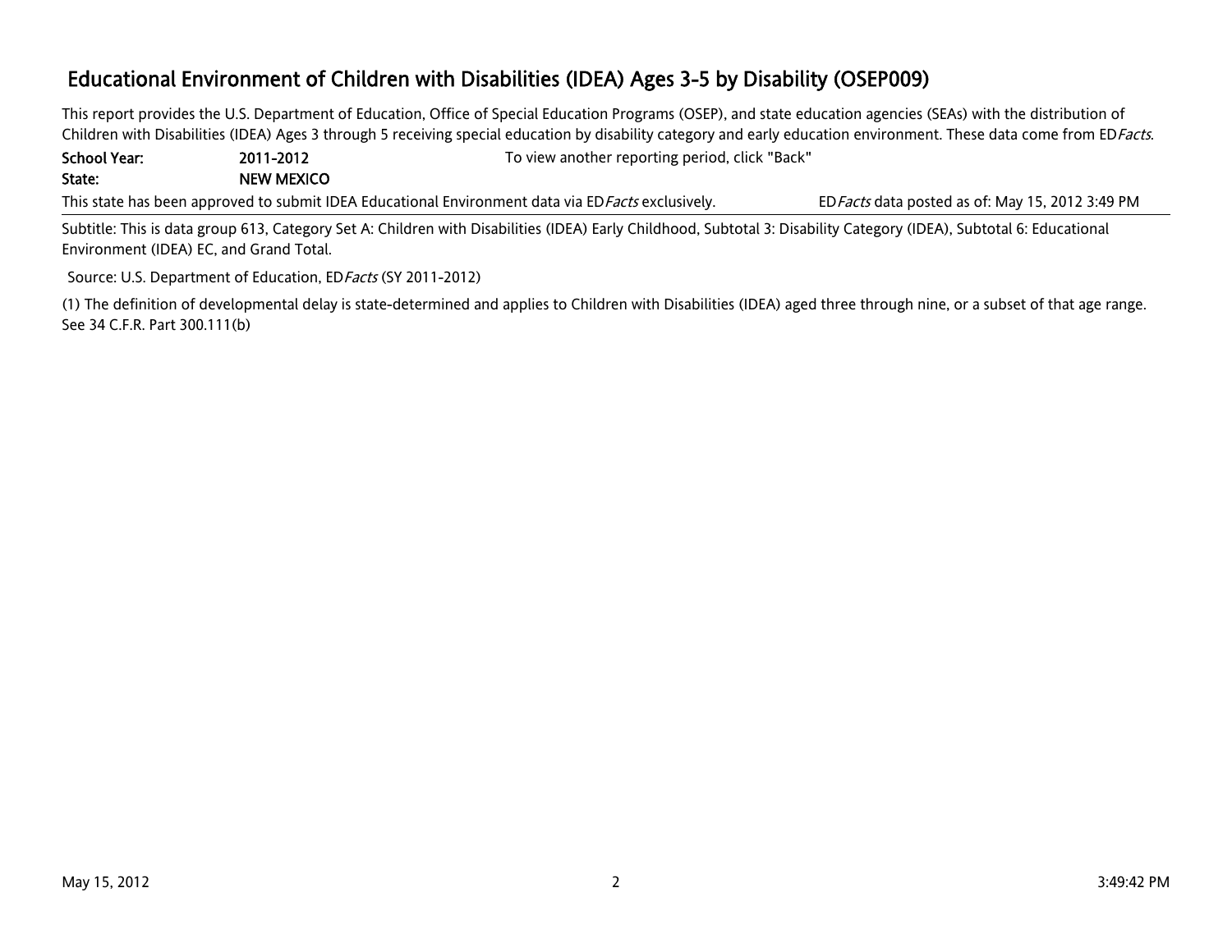# Educational Environment of Children with Disabilities (IDEA) Ages 3-5 by Disability (OSEP009)

This report provides the U.S. Department of Education, Office of Special Education Programs (OSEP), and state education agencies (SEAs) with the distribution of Children with Disabilities (IDEA) Ages 3 through 5 receiving special education by disability category and early education environment. These data come from ED*Facts*.

**School Year:** **2011-2012** To view another reporting period, click "Back"

**State:** **NEW MEXICO**

This state has been approved to submit IDEA Educational Environment data via ED*Facts* exclusively. ED*Facts* data posted as of: May 15, 2012 3:49 PM

Subtitle: This is data group 613, Category Set A: Children with Disabilities (IDEA) Early Childhood, Subtotal 3: Disability Category (IDEA), Subtotal 6: Educational Environment (IDEA) EC, and Grand Total.

Source: U.S. Department of Education, ED*Facts* (SY 2011-2012)

(1) The definition of developmental delay is state-determined and applies to Children with Disabilities (IDEA) aged three through nine, or a subset of that age range. See 34 C.F.R. Part 300.111(b)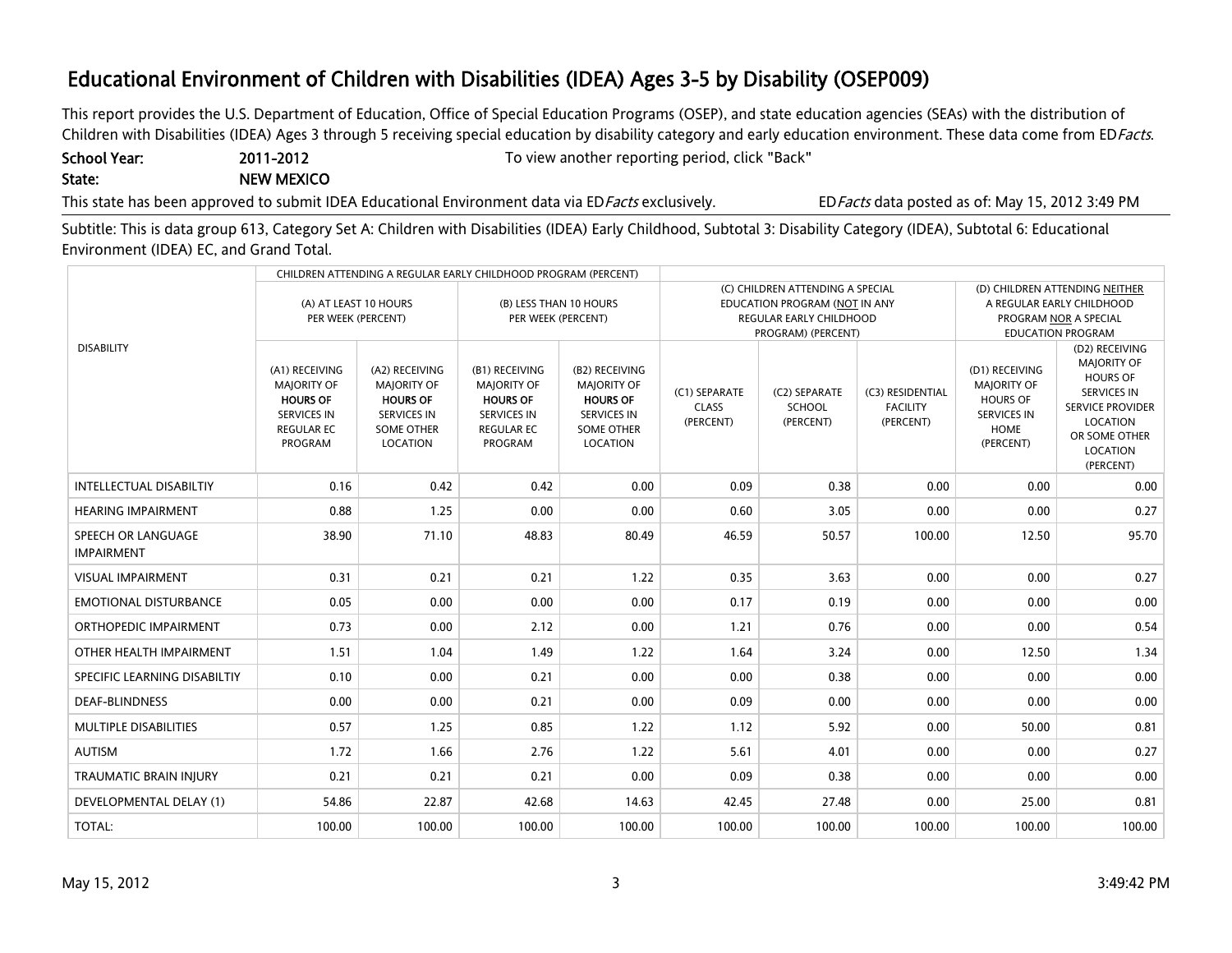# Educational Environment of Children with Disabilities (IDEA) Ages 3-5 by Disability (OSEP009)

This report provides the U.S. Department of Education, Office of Special Education Programs (OSEP), and state education agencies (SEAs) with the distribution of Children with Disabilities (IDEA) Ages 3 through 5 receiving special education by disability category and early education environment. These data come from ED*Facts*.

**School Year:** 2011-2012 To view another reporting period, click "Back"

**State:** NEW MEXICO

This state has been approved to submit IDEA Educational Environment data via ED*Facts* exclusively. ED*Facts* data posted as of: May 15, 2012 3:49 PM

Subtitle: This is data group 613, Category Set A: Children with Disabilities (IDEA) Early Childhood, Subtotal 3: Disability Category (IDEA), Subtotal 6: Educational Environment (IDEA) EC, and Grand Total.

| DISABILITY | CHILDREN ATTENDING A REGULAR EARLY CHILDHOOD PROGRAM (PERCENT) | | | | | | | | |
|---|---|---|---|---|---|---|---|---|---|
| | (A) AT LEAST 10 HOURS PER WEEK (PERCENT) | | (B) LESS THAN 10 HOURS PER WEEK (PERCENT) | | (C) CHILDREN ATTENDING A SPECIAL EDUCATION PROGRAM (NOT IN ANY REGULAR EARLY CHILDHOOD PROGRAM) (PERCENT) | | | (D) CHILDREN ATTENDING NEITHER A REGULAR EARLY CHILDHOOD PROGRAM NOR A SPECIAL EDUCATION PROGRAM | |
| | (A1) RECEIVING MAJORITY OF **HOURS OF** SERVICES IN REGULAR EC PROGRAM | (A2) RECEIVING MAJORITY OF **HOURS OF** SERVICES IN SOME OTHER LOCATION | (B1) RECEIVING MAJORITY OF **HOURS OF** SERVICES IN REGULAR EC PROGRAM | (B2) RECEIVING MAJORITY OF **HOURS OF** SERVICES IN SOME OTHER LOCATION | (C1) SEPARATE CLASS (PERCENT) | (C2) SEPARATE SCHOOL (PERCENT) | (C3) RESIDENTIAL FACILITY (PERCENT) | (D1) RECEIVING MAJORITY OF HOURS OF SERVICES IN HOME (PERCENT) | (D2) RECEIVING MAJORITY OF HOURS OF SERVICES IN SERVICE PROVIDER LOCATION OR SOME OTHER LOCATION (PERCENT) |
| INTELLECTUAL DISABILTIY | 0.16 | 0.42 | 0.42 | 0.00 | 0.09 | 0.38 | 0.00 | 0.00 | 0.00 |
| HEARING IMPAIRMENT | 0.88 | 1.25 | 0.00 | 0.00 | 0.60 | 3.05 | 0.00 | 0.00 | 0.27 |
| SPEECH OR LANGUAGE IMPAIRMENT | 38.90 | 71.10 | 48.83 | 80.49 | 46.59 | 50.57 | 100.00 | 12.50 | 95.70 |
| VISUAL IMPAIRMENT | 0.31 | 0.21 | 0.21 | 1.22 | 0.35 | 3.63 | 0.00 | 0.00 | 0.27 |
| EMOTIONAL DISTURBANCE | 0.05 | 0.00 | 0.00 | 0.00 | 0.17 | 0.19 | 0.00 | 0.00 | 0.00 |
| ORTHOPEDIC IMPAIRMENT | 0.73 | 0.00 | 2.12 | 0.00 | 1.21 | 0.76 | 0.00 | 0.00 | 0.54 |
| OTHER HEALTH IMPAIRMENT | 1.51 | 1.04 | 1.49 | 1.22 | 1.64 | 3.24 | 0.00 | 12.50 | 1.34 |
| SPECIFIC LEARNING DISABILTIY | 0.10 | 0.00 | 0.21 | 0.00 | 0.00 | 0.38 | 0.00 | 0.00 | 0.00 |
| DEAF-BLINDNESS | 0.00 | 0.00 | 0.21 | 0.00 | 0.09 | 0.00 | 0.00 | 0.00 | 0.00 |
| MULTIPLE DISABILITIES | 0.57 | 1.25 | 0.85 | 1.22 | 1.12 | 5.92 | 0.00 | 50.00 | 0.81 |
| AUTISM | 1.72 | 1.66 | 2.76 | 1.22 | 5.61 | 4.01 | 0.00 | 0.00 | 0.27 |
| TRAUMATIC BRAIN INJURY | 0.21 | 0.21 | 0.21 | 0.00 | 0.09 | 0.38 | 0.00 | 0.00 | 0.00 |
| DEVELOPMENTAL DELAY (1) | 54.86 | 22.87 | 42.68 | 14.63 | 42.45 | 27.48 | 0.00 | 25.00 | 0.81 |
| TOTAL: | 100.00 | 100.00 | 100.00 | 100.00 | 100.00 | 100.00 | 100.00 | 100.00 | 100.00 |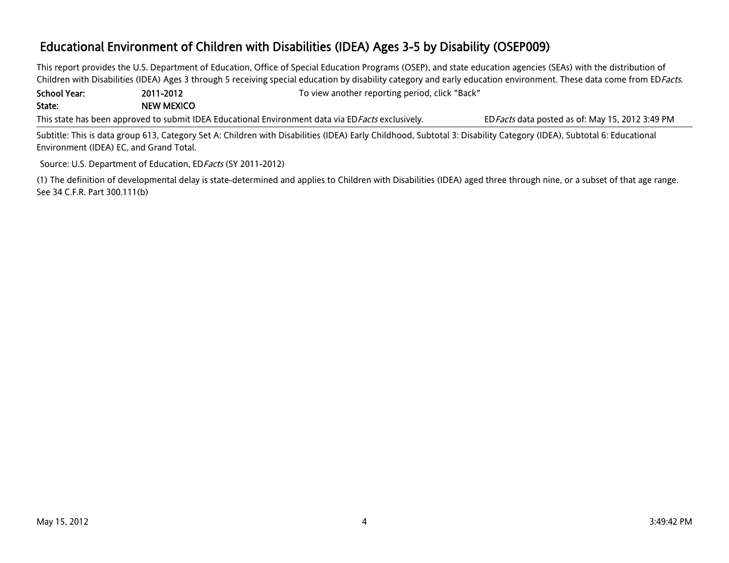# Educational Environment of Children with Disabilities (IDEA) Ages 3-5 by Disability (OSEP009)

This report provides the U.S. Department of Education, Office of Special Education Programs (OSEP), and state education agencies (SEAs) with the distribution of Children with Disabilities (IDEA) Ages 3 through 5 receiving special education by disability category and early education environment. These data come from ED*Facts*.

**School Year:** **2011-2012** To view another reporting period, click "Back"

**State:** **NEW MEXICO**

This state has been approved to submit IDEA Educational Environment data via ED*Facts* exclusively. ED*Facts* data posted as of: May 15, 2012 3:49 PM

Subtitle: This is data group 613, Category Set A: Children with Disabilities (IDEA) Early Childhood, Subtotal 3: Disability Category (IDEA), Subtotal 6: Educational Environment (IDEA) EC, and Grand Total.

Source: U.S. Department of Education, ED*Facts* (SY 2011-2012)

(1) The definition of developmental delay is state-determined and applies to Children with Disabilities (IDEA) aged three through nine, or a subset of that age range. See 34 C.F.R. Part 300.111(b)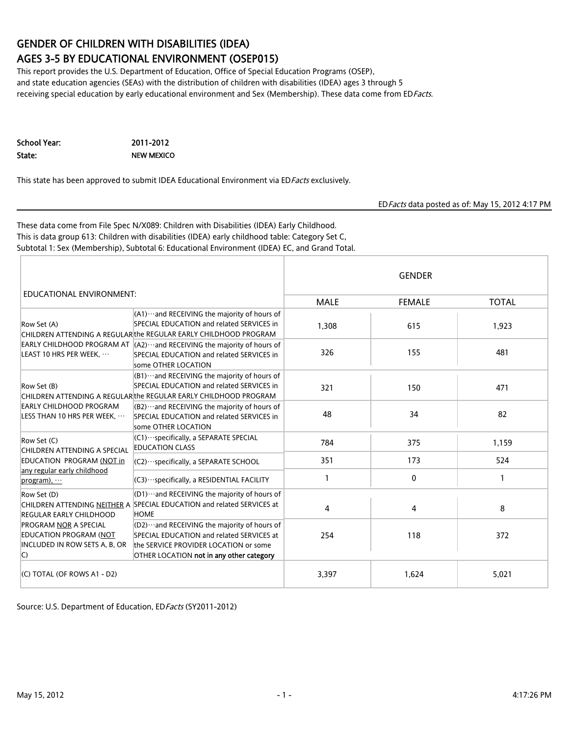# GENDER OF CHILDREN WITH DISABILITIES (IDEA) AGES 3-5 BY EDUCATIONAL ENVIRONMENT (OSEP015)

This report provides the U.S. Department of Education, Office of Special Education Programs (OSEP), and state education agencies (SEAs) with the distribution of children with disabilities (IDEA) ages 3 through 5 receiving special education by early educational environment and Sex (Membership). These data come from ED*Facts*.

**School Year:** 2011-2012
**State:** NEW MEXICO

This state has been approved to submit IDEA Educational Environment via ED*Facts* exclusively.

ED*Facts* data posted as of: May 15, 2012 4:17 PM

---

These data come from File Spec N/X089: Children with Disabilities (IDEA) Early Childhood.
This is data group 613: Children with disabilities (IDEA) early childhood table: Category Set C, Subtotal 1: Sex (Membership), Subtotal 6: Educational Environment (IDEA) EC, and Grand Total.

| EDUCATIONAL ENVIRONMENT: | | GENDER | | |
|---|---|---|---|---|
| | | MALE | FEMALE | TOTAL |
| Row Set (A) CHILDREN ATTENDING A REGULAR EARLY CHILDHOOD PROGRAM AT LEAST 10 HRS PER WEEK, ⋯ | (A1)⋯and RECEIVING the majority of hours of SPECIAL EDUCATION and related SERVICES in the REGULAR EARLY CHILDHOOD PROGRAM | 1,308 | 615 | 1,923 |
| | (A2)⋯and RECEIVING the majority of hours of SPECIAL EDUCATION and related SERVICES in some OTHER LOCATION | 326 | 155 | 481 |
| Row Set (B) CHILDREN ATTENDING A REGULAR EARLY CHILDHOOD PROGRAM LESS THAN 10 HRS PER WEEK, ⋯ | (B1)⋯and RECEIVING the majority of hours of SPECIAL EDUCATION and related SERVICES in the REGULAR EARLY CHILDHOOD PROGRAM | 321 | 150 | 471 |
| | (B2)⋯and RECEIVING the majority of hours of SPECIAL EDUCATION and related SERVICES in some OTHER LOCATION | 48 | 34 | 82 |
| Row Set (C) CHILDREN ATTENDING A SPECIAL EDUCATION PROGRAM (NOT in any regular early childhood program), ⋯ | (C1)⋯specifically, a SEPARATE SPECIAL EDUCATION CLASS | 784 | 375 | 1,159 |
| | (C2)⋯specifically, a SEPARATE SCHOOL | 351 | 173 | 524 |
| | (C3)⋯specifically, a RESIDENTIAL FACILITY | 1 | 0 | 1 |
| Row Set (D) CHILDREN ATTENDING NEITHER A REGULAR EARLY CHILDHOOD PROGRAM NOR A SPECIAL EDUCATION PROGRAM (NOT INCLUDED IN ROW SETS A, B, OR C) | (D1)⋯and RECEIVING the majority of hours of SPECIAL EDUCATION and related SERVICES at HOME | 4 | 4 | 8 |
| | (D2)⋯and RECEIVING the majority of hours of SPECIAL EDUCATION and related SERVICES at the SERVICE PROVIDER LOCATION or some OTHER LOCATION **not in any other category** | 254 | 118 | 372 |
| (C) TOTAL (OF ROWS A1 - D2) | | 3,397 | 1,624 | 5,021 |

Source: U.S. Department of Education, ED*Facts* (SY2011-2012)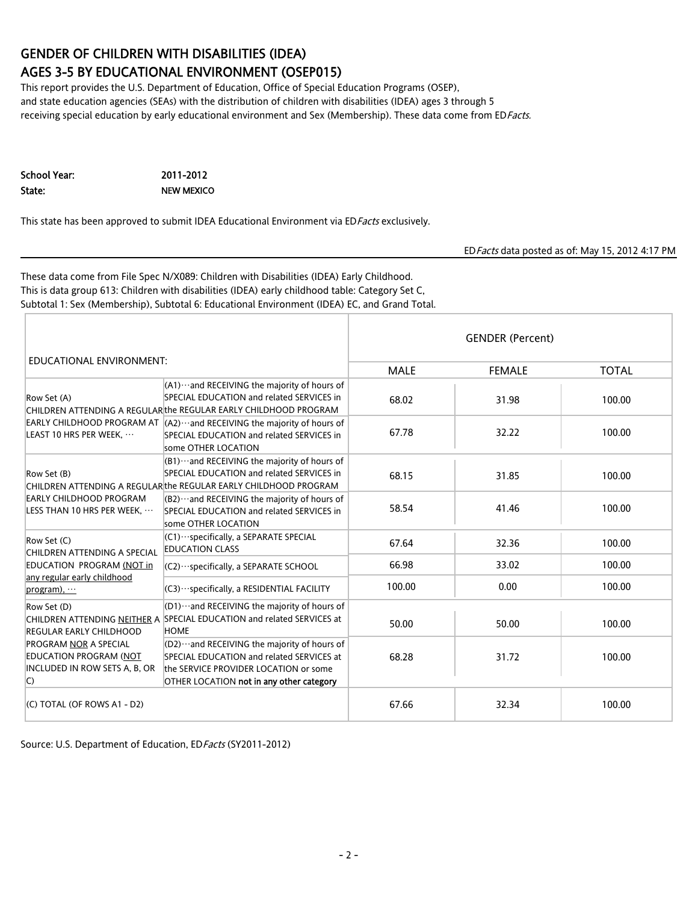# GENDER OF CHILDREN WITH DISABILITIES (IDEA) AGES 3-5 BY EDUCATIONAL ENVIRONMENT (OSEP015)

This report provides the U.S. Department of Education, Office of Special Education Programs (OSEP), and state education agencies (SEAs) with the distribution of children with disabilities (IDEA) ages 3 through 5 receiving special education by early educational environment and Sex (Membership). These data come from ED*Facts*.

**School Year:** 2011-2012
**State:** NEW MEXICO

This state has been approved to submit IDEA Educational Environment via ED*Facts* exclusively.

ED*Facts* data posted as of: May 15, 2012 4:17 PM

These data come from File Spec N/X089: Children with Disabilities (IDEA) Early Childhood.
This is data group 613: Children with disabilities (IDEA) early childhood table: Category Set C, Subtotal 1: Sex (Membership), Subtotal 6: Educational Environment (IDEA) EC, and Grand Total.

| EDUCATIONAL ENVIRONMENT: | | GENDER (Percent) | | |
|---|---|---|---|---|
| | | MALE | FEMALE | TOTAL |
| Row Set (A) CHILDREN ATTENDING A REGULAR EARLY CHILDHOOD PROGRAM AT LEAST 10 HRS PER WEEK, ··· | (A1)···and RECEIVING the majority of hours of SPECIAL EDUCATION and related SERVICES in the REGULAR EARLY CHILDHOOD PROGRAM | 68.02 | 31.98 | 100.00 |
| | (A2)···and RECEIVING the majority of hours of SPECIAL EDUCATION and related SERVICES in some OTHER LOCATION | 67.78 | 32.22 | 100.00 |
| Row Set (B) CHILDREN ATTENDING A REGULAR EARLY CHILDHOOD PROGRAM LESS THAN 10 HRS PER WEEK, ··· | (B1)···and RECEIVING the majority of hours of SPECIAL EDUCATION and related SERVICES in the REGULAR EARLY CHILDHOOD PROGRAM | 68.15 | 31.85 | 100.00 |
| | (B2)···and RECEIVING the majority of hours of SPECIAL EDUCATION and related SERVICES in some OTHER LOCATION | 58.54 | 41.46 | 100.00 |
| Row Set (C) CHILDREN ATTENDING A SPECIAL EDUCATION PROGRAM (NOT in any regular early childhood program), ··· | (C1)···specifically, a SEPARATE SPECIAL EDUCATION CLASS | 67.64 | 32.36 | 100.00 |
| | (C2)···specifically, a SEPARATE SCHOOL | 66.98 | 33.02 | 100.00 |
| | (C3)···specifically, a RESIDENTIAL FACILITY | 100.00 | 0.00 | 100.00 |
| Row Set (D) CHILDREN ATTENDING NEITHER A REGULAR EARLY CHILDHOOD PROGRAM NOR A SPECIAL EDUCATION PROGRAM (NOT INCLUDED IN ROW SETS A, B, OR C) | (D1)···and RECEIVING the majority of hours of SPECIAL EDUCATION and related SERVICES at HOME | 50.00 | 50.00 | 100.00 |
| | (D2)···and RECEIVING the majority of hours of SPECIAL EDUCATION and related SERVICES at the SERVICE PROVIDER LOCATION or some OTHER LOCATION **not in any other category** | 68.28 | 31.72 | 100.00 |
| (C) TOTAL (OF ROWS A1 - D2) | | 67.66 | 32.34 | 100.00 |

Source: U.S. Department of Education, ED*Facts* (SY2011-2012)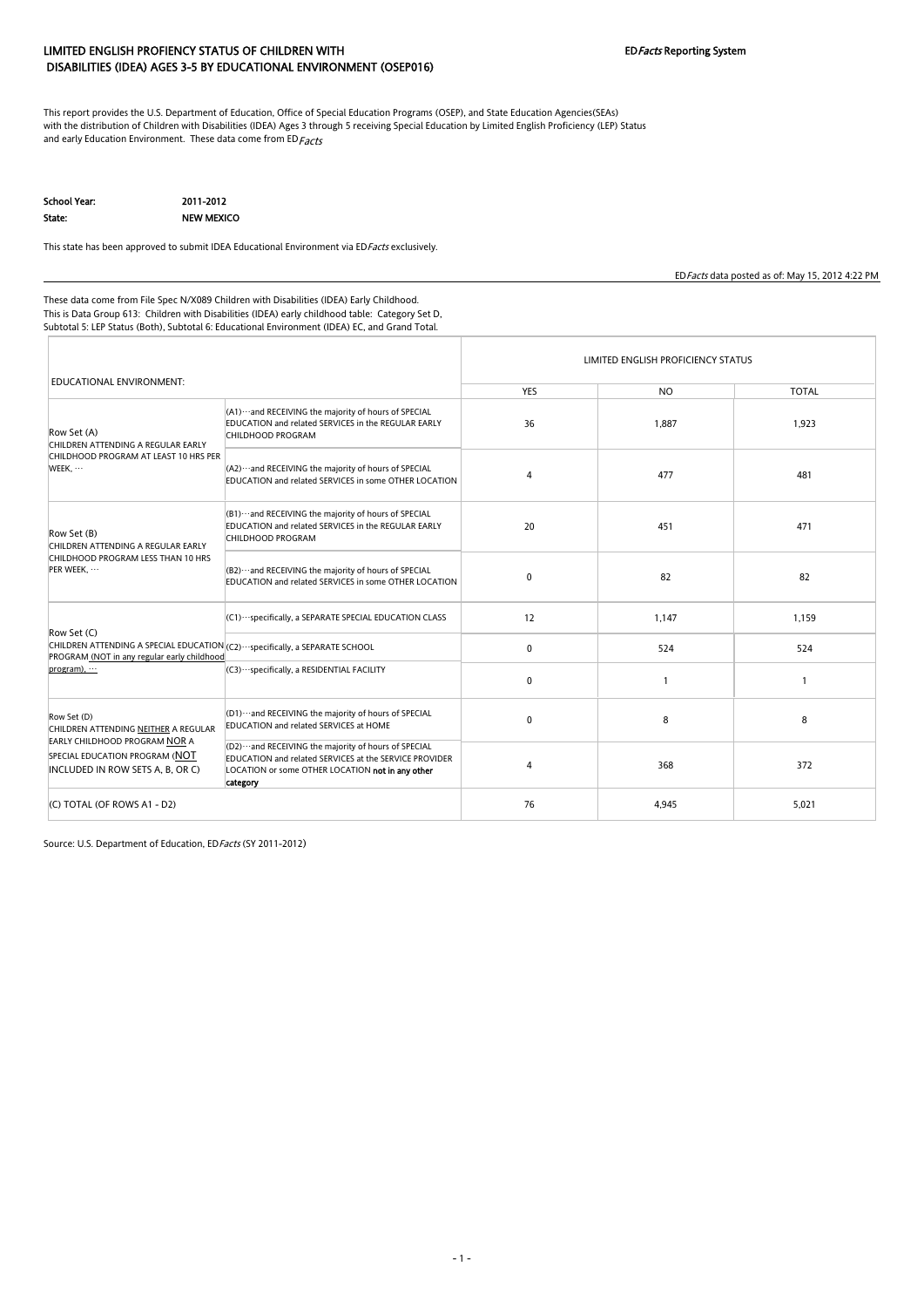# LIMITED ENGLISH PROFIENCY STATUS OF CHILDREN WITH DISABILITIES (IDEA) AGES 3-5 BY EDUCATIONAL ENVIRONMENT (OSEP016)

ED*Facts* Reporting System

This report provides the U.S. Department of Education, Office of Special Education Programs (OSEP), and State Education Agencies(SEAs) with the distribution of Children with Disabilities (IDEA) Ages 3 through 5 receiving Special Education by Limited English Proficiency (LEP) Status and early Education Environment. These data come from ED*Facts*

**School Year:** 2011-2012
**State:** NEW MEXICO

This state has been approved to submit IDEA Educational Environment via ED*Facts* exclusively.

ED*Facts* data posted as of: May 15, 2012 4:22 PM

These data come from File Spec N/X089 Children with Disabilities (IDEA) Early Childhood.
This is Data Group 613: Children with Disabilities (IDEA) early childhood table: Category Set D, Subtotal 5: LEP Status (Both), Subtotal 6: Educational Environment (IDEA) EC, and Grand Total.

| EDUCATIONAL ENVIRONMENT: | | LIMITED ENGLISH PROFICIENCY STATUS | | |
|---|---|---|---|---|
| | | YES | NO | TOTAL |
| Row Set (A) CHILDREN ATTENDING A REGULAR EARLY CHILDHOOD PROGRAM AT LEAST 10 HRS PER WEEK, … | (A1)…and RECEIVING the majority of hours of SPECIAL EDUCATION and related SERVICES in the REGULAR EARLY CHILDHOOD PROGRAM | 36 | 1,887 | 1,923 |
| | (A2)…and RECEIVING the majority of hours of SPECIAL EDUCATION and related SERVICES in some OTHER LOCATION | 4 | 477 | 481 |
| Row Set (B) CHILDREN ATTENDING A REGULAR EARLY CHILDHOOD PROGRAM LESS THAN 10 HRS PER WEEK, … | (B1)…and RECEIVING the majority of hours of SPECIAL EDUCATION and related SERVICES in the REGULAR EARLY CHILDHOOD PROGRAM | 20 | 451 | 471 |
| | (B2)…and RECEIVING the majority of hours of SPECIAL EDUCATION and related SERVICES in some OTHER LOCATION | 0 | 82 | 82 |
| Row Set (C) CHILDREN ATTENDING A SPECIAL EDUCATION PROGRAM (NOT in any regular early childhood program), … | (C1)…specifically, a SEPARATE SPECIAL EDUCATION CLASS | 12 | 1,147 | 1,159 |
| | (C2)…specifically, a SEPARATE SCHOOL | 0 | 524 | 524 |
| | (C3)…specifically, a RESIDENTIAL FACILITY | 0 | 1 | 1 |
| Row Set (D) CHILDREN ATTENDING NEITHER A REGULAR EARLY CHILDHOOD PROGRAM NOR A SPECIAL EDUCATION PROGRAM (NOT INCLUDED IN ROW SETS A, B, OR C) | (D1)…and RECEIVING the majority of hours of SPECIAL EDUCATION and related SERVICES at HOME | 0 | 8 | 8 |
| | (D2)…and RECEIVING the majority of hours of SPECIAL EDUCATION and related SERVICES at the SERVICE PROVIDER LOCATION or some OTHER LOCATION **not in any other category** | 4 | 368 | 372 |
| (C) TOTAL (OF ROWS A1 - D2) | | 76 | 4,945 | 5,021 |

Source: U.S. Department of Education, ED*Facts* (SY 2011-2012)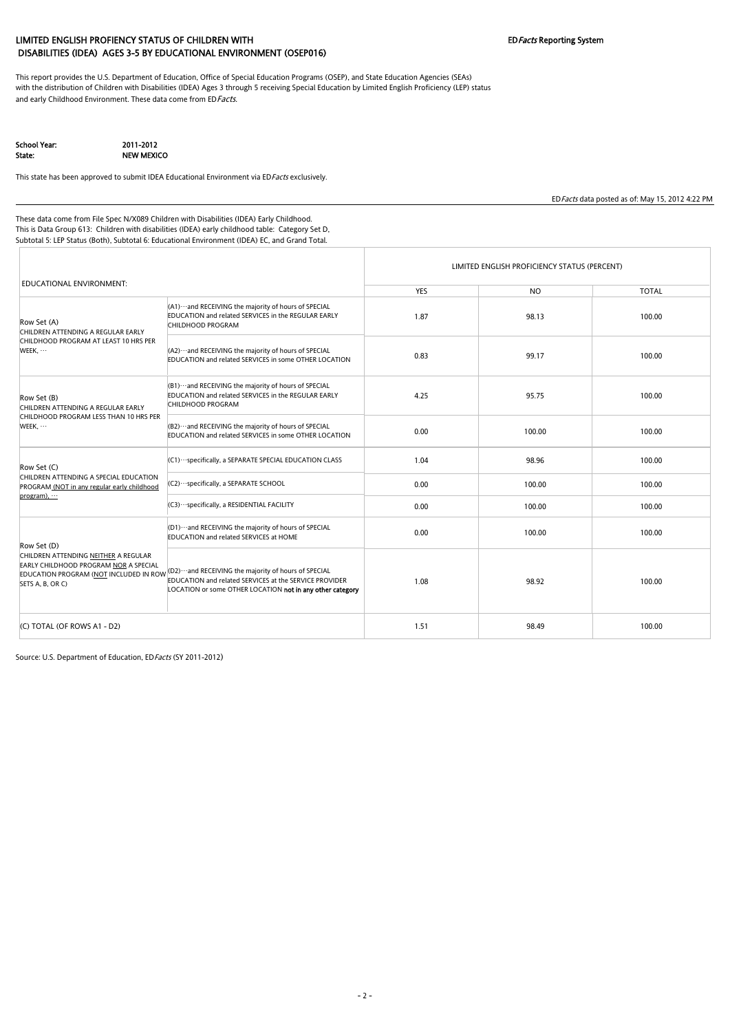# LIMITED ENGLISH PROFICIENCY STATUS OF CHILDREN WITH DISABILITIES (IDEA) AGES 3-5 BY EDUCATIONAL ENVIRONMENT (OSEP016)

**ED*Facts* Reporting System**

This report provides the U.S. Department of Education, Office of Special Education Programs (OSEP), and State Education Agencies (SEAs) with the distribution of Children with Disabilities (IDEA) Ages 3 through 5 receiving Special Education by Limited English Proficiency (LEP) status and early Childhood Environment. These data come from ED*Facts*.

**School Year:** 2011-2012
**State:** NEW MEXICO

This state has been approved to submit IDEA Educational Environment via ED*Facts* exclusively.

ED*Facts* data posted as of: May 15, 2012 4:22 PM

These data come from File Spec N/X089 Children with Disabilities (IDEA) Early Childhood.
This is Data Group 613: Children with disabilities (IDEA) early childhood table: Category Set D, Subtotal 5: LEP Status (Both), Subtotal 6: Educational Environment (IDEA) EC, and Grand Total.

| EDUCATIONAL ENVIRONMENT: | | LIMITED ENGLISH PROFICIENCY STATUS (PERCENT) | | |
|---|---|---|---|---|
| | | YES | NO | TOTAL |
| Row Set (A) CHILDREN ATTENDING A REGULAR EARLY CHILDHOOD PROGRAM AT LEAST 10 HRS PER WEEK, … | (A1)…and RECEIVING the majority of hours of SPECIAL EDUCATION and related SERVICES in the REGULAR EARLY CHILDHOOD PROGRAM | 1.87 | 98.13 | 100.00 |
| | (A2)…and RECEIVING the majority of hours of SPECIAL EDUCATION and related SERVICES in some OTHER LOCATION | 0.83 | 99.17 | 100.00 |
| Row Set (B) CHILDREN ATTENDING A REGULAR EARLY CHILDHOOD PROGRAM LESS THAN 10 HRS PER WEEK, … | (B1)…and RECEIVING the majority of hours of SPECIAL EDUCATION and related SERVICES in the REGULAR EARLY CHILDHOOD PROGRAM | 4.25 | 95.75 | 100.00 |
| | (B2)…and RECEIVING the majority of hours of SPECIAL EDUCATION and related SERVICES in some OTHER LOCATION | 0.00 | 100.00 | 100.00 |
| Row Set (C) CHILDREN ATTENDING A SPECIAL EDUCATION PROGRAM (NOT in any regular early childhood program), … | (C1)…specifically, a SEPARATE SPECIAL EDUCATION CLASS | 1.04 | 98.96 | 100.00 |
| | (C2)…specifically, a SEPARATE SCHOOL | 0.00 | 100.00 | 100.00 |
| | (C3)…specifically, a RESIDENTIAL FACILITY | 0.00 | 100.00 | 100.00 |
| Row Set (D) CHILDREN ATTENDING NEITHER A REGULAR EARLY CHILDHOOD PROGRAM NOR A SPECIAL EDUCATION PROGRAM (NOT INCLUDED IN ROW SETS A, B, OR C) | (D1)…and RECEIVING the majority of hours of SPECIAL EDUCATION and related SERVICES at HOME | 0.00 | 100.00 | 100.00 |
| | (D2)…and RECEIVING the majority of hours of SPECIAL EDUCATION and related SERVICES at the SERVICE PROVIDER LOCATION or some OTHER LOCATION **not in any other category** | 1.08 | 98.92 | 100.00 |
| (C) TOTAL (OF ROWS A1 - D2) | | 1.51 | 98.49 | 100.00 |

Source: U.S. Department of Education, ED*Facts* (SY 2011-2012)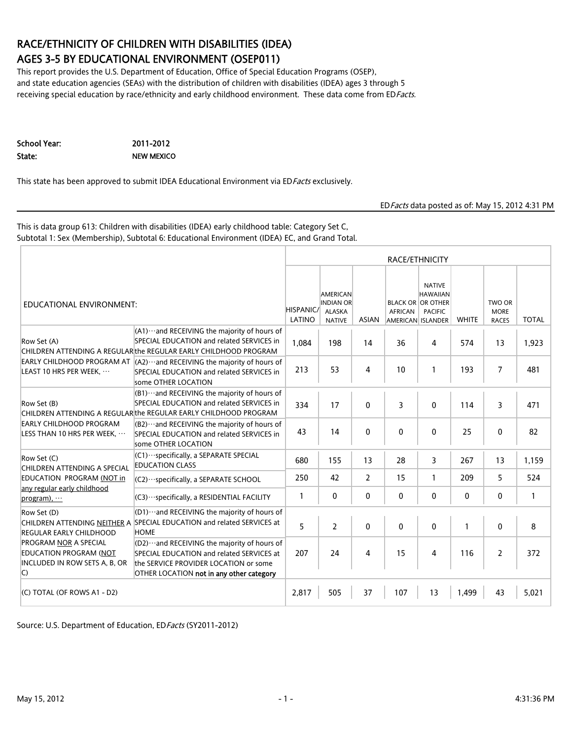# RACE/ETHNICITY OF CHILDREN WITH DISABILITIES (IDEA) AGES 3-5 BY EDUCATIONAL ENVIRONMENT (OSEP011)

This report provides the U.S. Department of Education, Office of Special Education Programs (OSEP), and state education agencies (SEAs) with the distribution of children with disabilities (IDEA) ages 3 through 5 receiving special education by race/ethnicity and early childhood environment. These data come from ED*Facts.*

**School Year:** 2011-2012

**State:** NEW MEXICO

This state has been approved to submit IDEA Educational Environment via ED*Facts* exclusively.

ED*Facts* data posted as of: May 15, 2012 4:31 PM

This is data group 613: Children with disabilities (IDEA) early childhood table: Category Set C, Subtotal 1: Sex (Membership), Subtotal 6: Educational Environment (IDEA) EC, and Grand Total.

| EDUCATIONAL ENVIRONMENT: | | RACE/ETHNICITY | | | | | | | |
|---|---|---|---|---|---|---|---|---|---|
| | | HISPANIC/ LATINO | AMERICAN INDIAN OR ALASKA NATIVE | ASIAN | BLACK OR AFRICAN AMERICAN | NATIVE HAWAIIAN OR OTHER PACIFIC ISLANDER | WHITE | TWO OR MORE RACES | TOTAL |
| Row Set (A) CHILDREN ATTENDING A REGULAR EARLY CHILDHOOD PROGRAM AT LEAST 10 HRS PER WEEK, ··· | (A1)···and RECEIVING the majority of hours of SPECIAL EDUCATION and related SERVICES in the REGULAR EARLY CHILDHOOD PROGRAM | 1,084 | 198 | 14 | 36 | 4 | 574 | 13 | 1,923 |
| | (A2)···and RECEIVING the majority of hours of SPECIAL EDUCATION and related SERVICES in some OTHER LOCATION | 213 | 53 | 4 | 10 | 1 | 193 | 7 | 481 |
| Row Set (B) CHILDREN ATTENDING A REGULAR EARLY CHILDHOOD PROGRAM LESS THAN 10 HRS PER WEEK, ··· | (B1)···and RECEIVING the majority of hours of SPECIAL EDUCATION and related SERVICES in the REGULAR EARLY CHILDHOOD PROGRAM | 334 | 17 | 0 | 3 | 0 | 114 | 3 | 471 |
| | (B2)···and RECEIVING the majority of hours of SPECIAL EDUCATION and related SERVICES in some OTHER LOCATION | 43 | 14 | 0 | 0 | 0 | 25 | 0 | 82 |
| Row Set (C) CHILDREN ATTENDING A SPECIAL EDUCATION PROGRAM (NOT in any regular early childhood program), ··· | (C1)···specifically, a SEPARATE SPECIAL EDUCATION CLASS | 680 | 155 | 13 | 28 | 3 | 267 | 13 | 1,159 |
| | (C2)···specifically, a SEPARATE SCHOOL | 250 | 42 | 2 | 15 | 1 | 209 | 5 | 524 |
| | (C3)···specifically, a RESIDENTIAL FACILITY | 1 | 0 | 0 | 0 | 0 | 0 | 0 | 1 |
| Row Set (D) CHILDREN ATTENDING NEITHER A REGULAR EARLY CHILDHOOD PROGRAM NOR A SPECIAL EDUCATION PROGRAM (NOT INCLUDED IN ROW SETS A, B, OR C) | (D1)···and RECEIVING the majority of hours of SPECIAL EDUCATION and related SERVICES at HOME | 5 | 2 | 0 | 0 | 0 | 1 | 0 | 8 |
| | (D2)···and RECEIVING the majority of hours of SPECIAL EDUCATION and related SERVICES at the SERVICE PROVIDER LOCATION or some OTHER LOCATION **not in any other category** | 207 | 24 | 4 | 15 | 4 | 116 | 2 | 372 |
| (C) TOTAL (OF ROWS A1 - D2) | | 2,817 | 505 | 37 | 107 | 13 | 1,499 | 43 | 5,021 |

Source: U.S. Department of Education, ED*Facts* (SY2011-2012)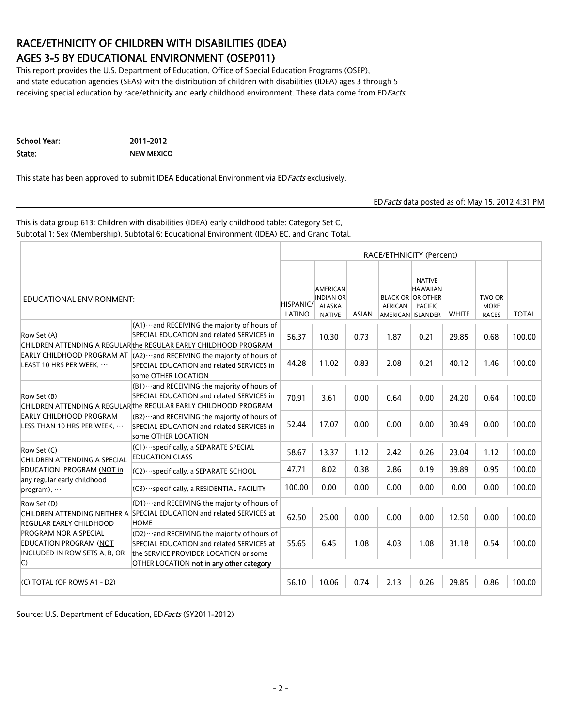# RACE/ETHNICITY OF CHILDREN WITH DISABILITIES (IDEA) AGES 3-5 BY EDUCATIONAL ENVIRONMENT (OSEP011)

This report provides the U.S. Department of Education, Office of Special Education Programs (OSEP), and state education agencies (SEAs) with the distribution of children with disabilities (IDEA) ages 3 through 5 receiving special education by race/ethnicity and early childhood environment. These data come from ED*Facts*.

**School Year:** 2011-2012

**State:** NEW MEXICO

This state has been approved to submit IDEA Educational Environment via ED*Facts* exclusively.

ED*Facts* data posted as of: May 15, 2012 4:31 PM

This is data group 613: Children with disabilities (IDEA) early childhood table: Category Set C, Subtotal 1: Sex (Membership), Subtotal 6: Educational Environment (IDEA) EC, and Grand Total.

| EDUCATIONAL ENVIRONMENT: | | RACE/ETHNICITY (Percent) | | | | | | | |
|---|---|---|---|---|---|---|---|---|---|
| | | HISPANIC/ LATINO | AMERICAN INDIAN OR ALASKA NATIVE | ASIAN | BLACK OR AFRICAN AMERICAN | NATIVE HAWAIIAN OR OTHER PACIFIC ISLANDER | WHITE | TWO OR MORE RACES | TOTAL |
| Row Set (A) CHILDREN ATTENDING A REGULAR EARLY CHILDHOOD PROGRAM AT LEAST 10 HRS PER WEEK, … | (A1)…and RECEIVING the majority of hours of SPECIAL EDUCATION and related SERVICES in the REGULAR EARLY CHILDHOOD PROGRAM | 56.37 | 10.30 | 0.73 | 1.87 | 0.21 | 29.85 | 0.68 | 100.00 |
| | (A2)…and RECEIVING the majority of hours of SPECIAL EDUCATION and related SERVICES in some OTHER LOCATION | 44.28 | 11.02 | 0.83 | 2.08 | 0.21 | 40.12 | 1.46 | 100.00 |
| Row Set (B) CHILDREN ATTENDING A REGULAR EARLY CHILDHOOD PROGRAM LESS THAN 10 HRS PER WEEK, … | (B1)…and RECEIVING the majority of hours of SPECIAL EDUCATION and related SERVICES in the REGULAR EARLY CHILDHOOD PROGRAM | 70.91 | 3.61 | 0.00 | 0.64 | 0.00 | 24.20 | 0.64 | 100.00 |
| | (B2)…and RECEIVING the majority of hours of SPECIAL EDUCATION and related SERVICES in some OTHER LOCATION | 52.44 | 17.07 | 0.00 | 0.00 | 0.00 | 30.49 | 0.00 | 100.00 |
| Row Set (C) CHILDREN ATTENDING A SPECIAL EDUCATION PROGRAM (NOT in any regular early childhood program), … | (C1)…specifically, a SEPARATE SPECIAL EDUCATION CLASS | 58.67 | 13.37 | 1.12 | 2.42 | 0.26 | 23.04 | 1.12 | 100.00 |
| | (C2)…specifically, a SEPARATE SCHOOL | 47.71 | 8.02 | 0.38 | 2.86 | 0.19 | 39.89 | 0.95 | 100.00 |
| | (C3)…specifically, a RESIDENTIAL FACILITY | 100.00 | 0.00 | 0.00 | 0.00 | 0.00 | 0.00 | 0.00 | 100.00 |
| Row Set (D) CHILDREN ATTENDING NEITHER A REGULAR EARLY CHILDHOOD PROGRAM NOR A SPECIAL EDUCATION PROGRAM (NOT INCLUDED IN ROW SETS A, B, OR C) | (D1)…and RECEIVING the majority of hours of SPECIAL EDUCATION and related SERVICES at HOME | 62.50 | 25.00 | 0.00 | 0.00 | 0.00 | 12.50 | 0.00 | 100.00 |
| | (D2)…and RECEIVING the majority of hours of SPECIAL EDUCATION and related SERVICES at the SERVICE PROVIDER LOCATION or some OTHER LOCATION **not in any other category** | 55.65 | 6.45 | 1.08 | 4.03 | 1.08 | 31.18 | 0.54 | 100.00 |
| (C) TOTAL (OF ROWS A1 - D2) | | 56.10 | 10.06 | 0.74 | 2.13 | 0.26 | 29.85 | 0.86 | 100.00 |

Source: U.S. Department of Education, ED*Facts* (SY2011-2012)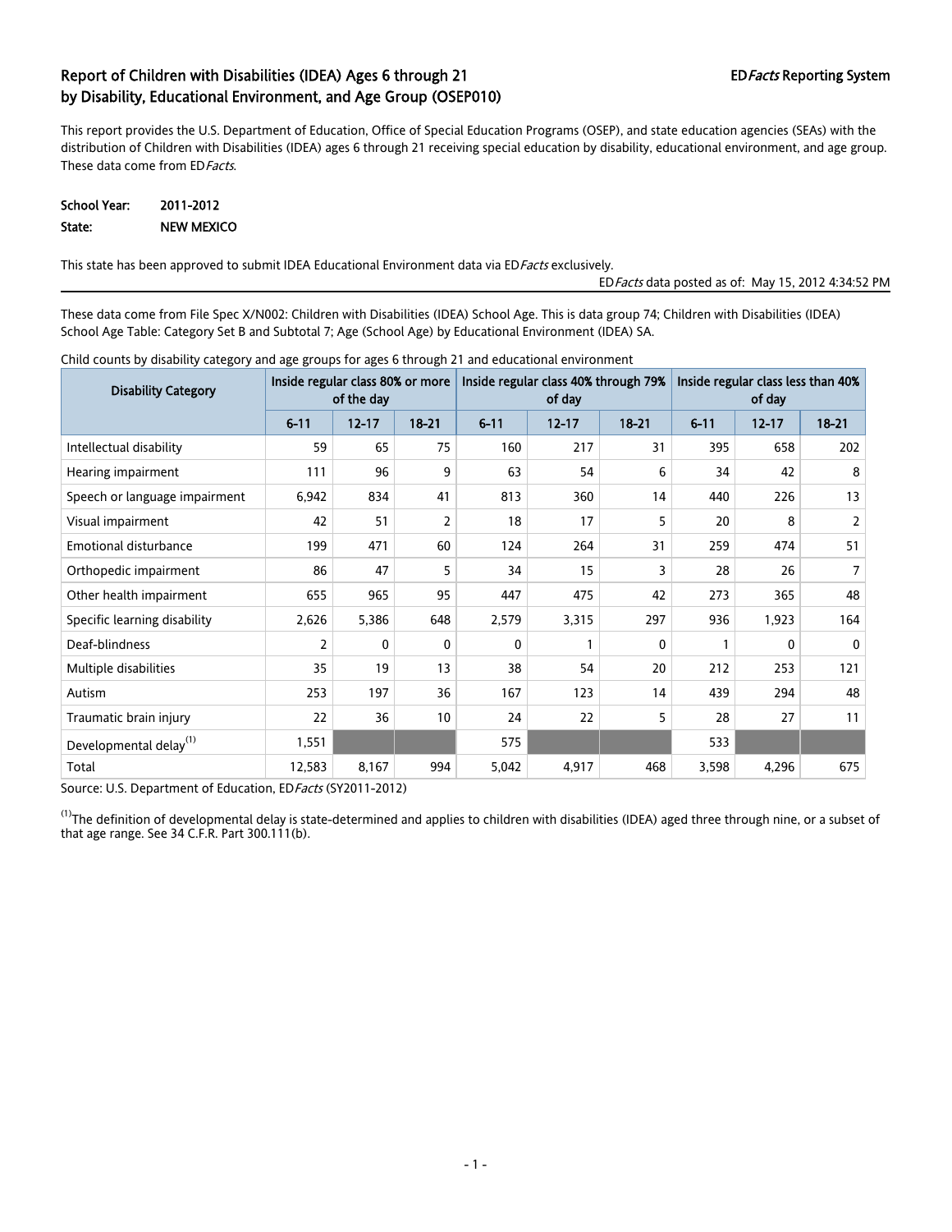# Report of Children with Disabilities (IDEA) Ages 6 through 21 by Disability, Educational Environment, and Age Group (OSEP010)

ED*Facts* Reporting System

This report provides the U.S. Department of Education, Office of Special Education Programs (OSEP), and state education agencies (SEAs) with the distribution of Children with Disabilities (IDEA) ages 6 through 21 receiving special education by disability, educational environment, and age group. These data come from ED*Facts*.

**School Year:** 2011-2012

**State:** NEW MEXICO

This state has been approved to submit IDEA Educational Environment data via ED*Facts* exclusively.

ED*Facts* data posted as of: May 15, 2012 4:34:52 PM

These data come from File Spec X/N002: Children with Disabilities (IDEA) School Age. This is data group 74; Children with Disabilities (IDEA) School Age Table: Category Set B and Subtotal 7; Age (School Age) by Educational Environment (IDEA) SA.

Child counts by disability category and age groups for ages 6 through 21 and educational environment

| Disability Category | Inside regular class 80% or more of the day | | | Inside regular class 40% through 79% of day | | | Inside regular class less than 40% of day | | |
|---|---|---|---|---|---|---|---|---|---|
| | 6-11 | 12-17 | 18-21 | 6-11 | 12-17 | 18-21 | 6-11 | 12-17 | 18-21 |
| Intellectual disability | 59 | 65 | 75 | 160 | 217 | 31 | 395 | 658 | 202 |
| Hearing impairment | 111 | 96 | 9 | 63 | 54 | 6 | 34 | 42 | 8 |
| Speech or language impairment | 6,942 | 834 | 41 | 813 | 360 | 14 | 440 | 226 | 13 |
| Visual impairment | 42 | 51 | 2 | 18 | 17 | 5 | 20 | 8 | 2 |
| Emotional disturbance | 199 | 471 | 60 | 124 | 264 | 31 | 259 | 474 | 51 |
| Orthopedic impairment | 86 | 47 | 5 | 34 | 15 | 3 | 28 | 26 | 7 |
| Other health impairment | 655 | 965 | 95 | 447 | 475 | 42 | 273 | 365 | 48 |
| Specific learning disability | 2,626 | 5,386 | 648 | 2,579 | 3,315 | 297 | 936 | 1,923 | 164 |
| Deaf-blindness | 2 | 0 | 0 | 0 | 1 | 0 | 1 | 0 | 0 |
| Multiple disabilities | 35 | 19 | 13 | 38 | 54 | 20 | 212 | 253 | 121 |
| Autism | 253 | 197 | 36 | 167 | 123 | 14 | 439 | 294 | 48 |
| Traumatic brain injury | 22 | 36 | 10 | 24 | 22 | 5 | 28 | 27 | 11 |
| Developmental delay[1] | 1,551 | | | 575 | | | 533 | | |
| Total | 12,583 | 8,167 | 994 | 5,042 | 4,917 | 468 | 3,598 | 4,296 | 675 |

Source: U.S. Department of Education, ED*Facts* (SY2011-2012)

[1]The definition of developmental delay is state-determined and applies to children with disabilities (IDEA) aged three through nine, or a subset of that age range. See 34 C.F.R. Part 300.111(b).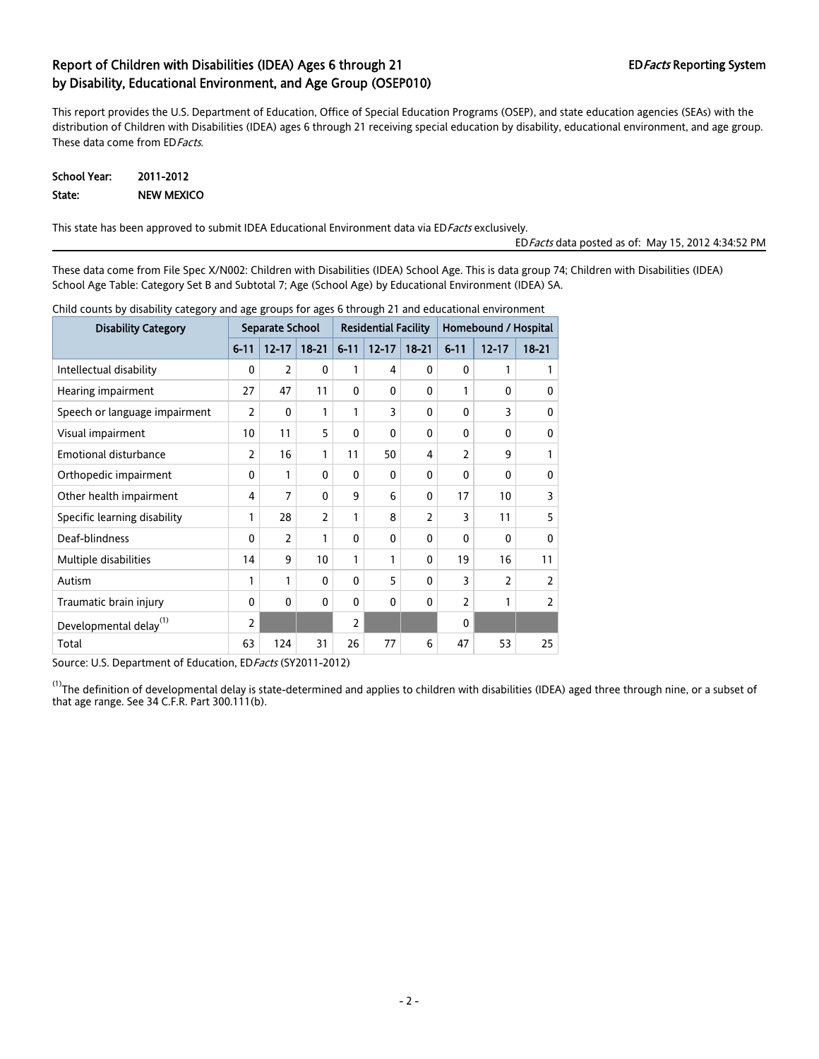## Report of Children with Disabilities (IDEA) Ages 6 through 21 by Disability, Educational Environment, and Age Group (OSEP010)

ED*Facts* Reporting System

This report provides the U.S. Department of Education, Office of Special Education Programs (OSEP), and state education agencies (SEAs) with the distribution of Children with Disabilities (IDEA) ages 6 through 21 receiving special education by disability, educational environment, and age group. These data come from ED*Facts*.

**School Year:** 2011-2012

**State:** NEW MEXICO

This state has been approved to submit IDEA Educational Environment data via ED*Facts* exclusively.

ED*Facts* data posted as of: May 15, 2012 4:34:52 PM

These data come from File Spec X/N002: Children with Disabilities (IDEA) School Age. This is data group 74; Children with Disabilities (IDEA) School Age Table: Category Set B and Subtotal 7; Age (School Age) by Educational Environment (IDEA) SA.

Child counts by disability category and age groups for ages 6 through 21 and educational environment

| Disability Category | Separate School | | | Residential Facility | | | Homebound / Hospital | | |
|---|---|---|---|---|---|---|---|---|---|
| | 6-11 | 12-17 | 18-21 | 6-11 | 12-17 | 18-21 | 6-11 | 12-17 | 18-21 |
| Intellectual disability | 0 | 2 | 0 | 1 | 4 | 0 | 0 | 1 | 1 |
| Hearing impairment | 27 | 47 | 11 | 0 | 0 | 0 | 1 | 0 | 0 |
| Speech or language impairment | 2 | 0 | 1 | 1 | 3 | 0 | 0 | 3 | 0 |
| Visual impairment | 10 | 11 | 5 | 0 | 0 | 0 | 0 | 0 | 0 |
| Emotional disturbance | 2 | 16 | 1 | 11 | 50 | 4 | 2 | 9 | 1 |
| Orthopedic impairment | 0 | 1 | 0 | 0 | 0 | 0 | 0 | 0 | 0 |
| Other health impairment | 4 | 7 | 0 | 9 | 6 | 0 | 17 | 10 | 3 |
| Specific learning disability | 1 | 28 | 2 | 1 | 8 | 2 | 3 | 11 | 5 |
| Deaf-blindness | 0 | 2 | 1 | 0 | 0 | 0 | 0 | 0 | 0 |
| Multiple disabilities | 14 | 9 | 10 | 1 | 1 | 0 | 19 | 16 | 11 |
| Autism | 1 | 1 | 0 | 0 | 5 | 0 | 3 | 2 | 2 |
| Traumatic brain injury | 0 | 0 | 0 | 0 | 0 | 0 | 2 | 1 | 2 |
| Developmental delay[1] | 2 | | | 2 | | | 0 | | |
| Total | 63 | 124 | 31 | 26 | 77 | 6 | 47 | 53 | 25 |

Source: U.S. Department of Education, ED*Facts* (SY2011-2012)

[1]The definition of developmental delay is state-determined and applies to children with disabilities (IDEA) aged three through nine, or a subset of that age range. See 34 C.F.R. Part 300.111(b).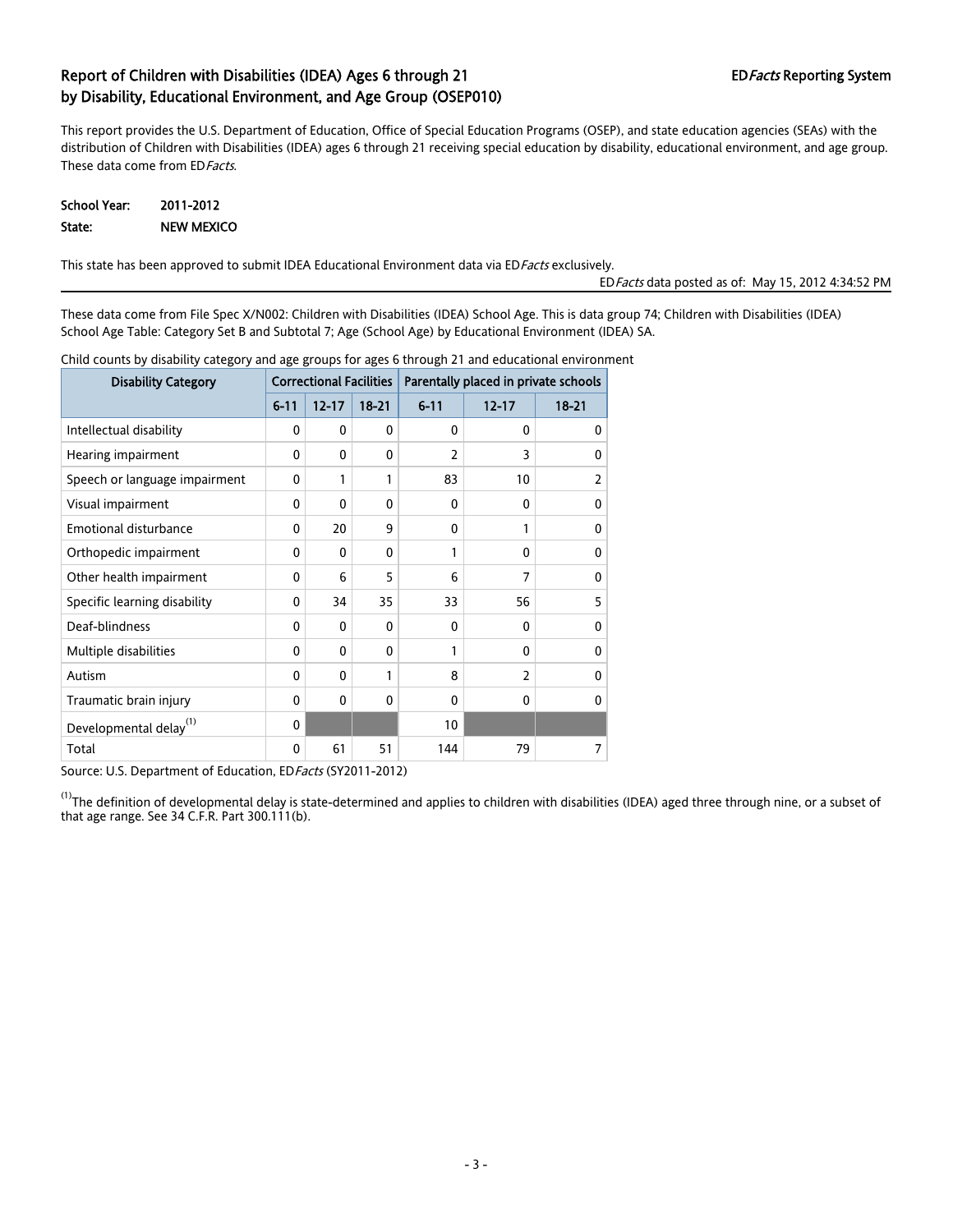## Report of Children with Disabilities (IDEA) Ages 6 through 21 by Disability, Educational Environment, and Age Group (OSEP010)

ED*Facts* Reporting System

This report provides the U.S. Department of Education, Office of Special Education Programs (OSEP), and state education agencies (SEAs) with the distribution of Children with Disabilities (IDEA) ages 6 through 21 receiving special education by disability, educational environment, and age group. These data come from ED*Facts*.

**School Year:** 2011-2012

**State:** NEW MEXICO

This state has been approved to submit IDEA Educational Environment data via ED*Facts* exclusively.

ED*Facts* data posted as of: May 15, 2012 4:34:52 PM

These data come from File Spec X/N002: Children with Disabilities (IDEA) School Age. This is data group 74; Children with Disabilities (IDEA) School Age Table: Category Set B and Subtotal 7; Age (School Age) by Educational Environment (IDEA) SA.

Child counts by disability category and age groups for ages 6 through 21 and educational environment

| Disability Category | Correctional Facilities | | | Parentally placed in private schools | | |
|---|---|---|---|---|---|---|
| | 6-11 | 12-17 | 18-21 | 6-11 | 12-17 | 18-21 |
| Intellectual disability | 0 | 0 | 0 | 0 | 0 | 0 |
| Hearing impairment | 0 | 0 | 0 | 2 | 3 | 0 |
| Speech or language impairment | 0 | 1 | 1 | 83 | 10 | 2 |
| Visual impairment | 0 | 0 | 0 | 0 | 0 | 0 |
| Emotional disturbance | 0 | 20 | 9 | 0 | 1 | 0 |
| Orthopedic impairment | 0 | 0 | 0 | 1 | 0 | 0 |
| Other health impairment | 0 | 6 | 5 | 6 | 7 | 0 |
| Specific learning disability | 0 | 34 | 35 | 33 | 56 | 5 |
| Deaf-blindness | 0 | 0 | 0 | 0 | 0 | 0 |
| Multiple disabilities | 0 | 0 | 0 | 1 | 0 | 0 |
| Autism | 0 | 0 | 1 | 8 | 2 | 0 |
| Traumatic brain injury | 0 | 0 | 0 | 0 | 0 | 0 |
| Developmental delay[(1)] | 0 | | | 10 | | |
| Total | 0 | 61 | 51 | 144 | 79 | 7 |

Source: U.S. Department of Education, ED*Facts* (SY2011-2012)

[(1)]The definition of developmental delay is state-determined and applies to children with disabilities (IDEA) aged three through nine, or a subset of that age range. See 34 C.F.R. Part 300.111(b).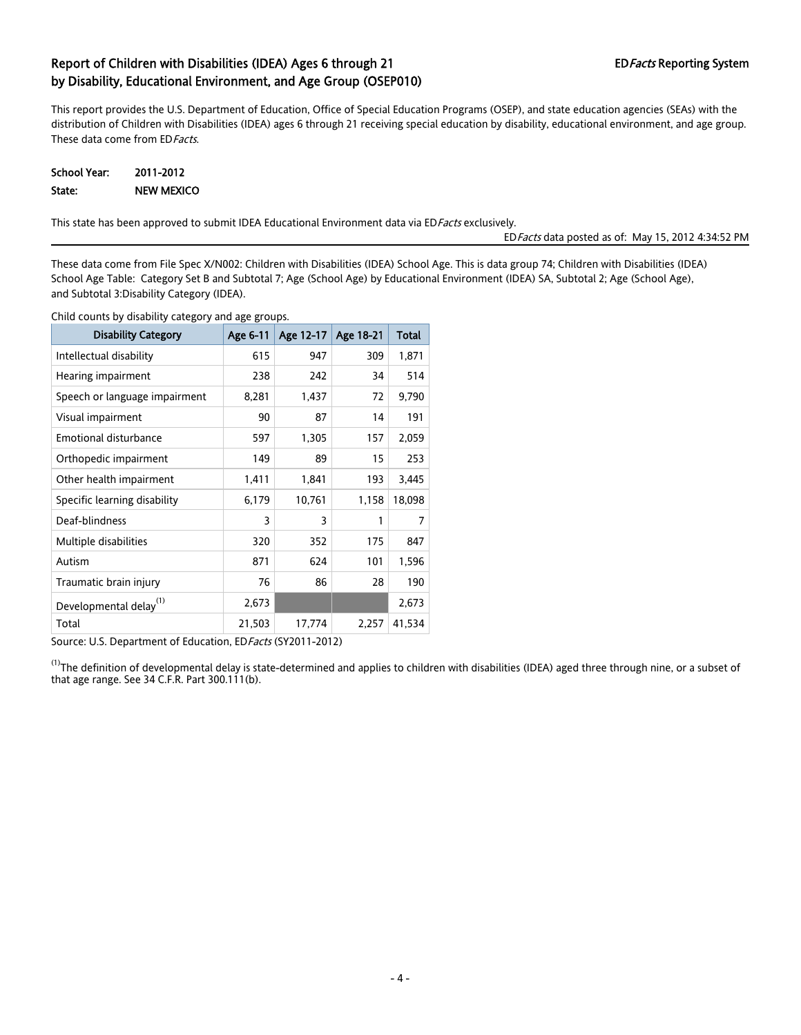## Report of Children with Disabilities (IDEA) Ages 6 through 21 by Disability, Educational Environment, and Age Group (OSEP010)

ED*Facts* Reporting System

This report provides the U.S. Department of Education, Office of Special Education Programs (OSEP), and state education agencies (SEAs) with the distribution of Children with Disabilities (IDEA) ages 6 through 21 receiving special education by disability, educational environment, and age group. These data come from ED*Facts*.

**School Year:** 2011-2012

**State:** NEW MEXICO

This state has been approved to submit IDEA Educational Environment data via ED*Facts* exclusively.

ED*Facts* data posted as of: May 15, 2012 4:34:52 PM

---

These data come from File Spec X/N002: Children with Disabilities (IDEA) School Age. This is data group 74; Children with Disabilities (IDEA) School Age Table: Category Set B and Subtotal 7; Age (School Age) by Educational Environment (IDEA) SA, Subtotal 2; Age (School Age), and Subtotal 3:Disability Category (IDEA).

Child counts by disability category and age groups.

| Disability Category | Age 6-11 | Age 12-17 | Age 18-21 | Total |
|---|---|---|---|---|
| Intellectual disability | 615 | 947 | 309 | 1,871 |
| Hearing impairment | 238 | 242 | 34 | 514 |
| Speech or language impairment | 8,281 | 1,437 | 72 | 9,790 |
| Visual impairment | 90 | 87 | 14 | 191 |
| Emotional disturbance | 597 | 1,305 | 157 | 2,059 |
| Orthopedic impairment | 149 | 89 | 15 | 253 |
| Other health impairment | 1,411 | 1,841 | 193 | 3,445 |
| Specific learning disability | 6,179 | 10,761 | 1,158 | 18,098 |
| Deaf-blindness | 3 | 3 | 1 | 7 |
| Multiple disabilities | 320 | 352 | 175 | 847 |
| Autism | 871 | 624 | 101 | 1,596 |
| Traumatic brain injury | 76 | 86 | 28 | 190 |
| Developmental delay[(1)] | 2,673 | | | 2,673 |
| Total | 21,503 | 17,774 | 2,257 | 41,534 |

Source: U.S. Department of Education, ED*Facts* (SY2011-2012)

[(1)]The definition of developmental delay is state-determined and applies to children with disabilities (IDEA) aged three through nine, or a subset of that age range. See 34 C.F.R. Part 300.111(b).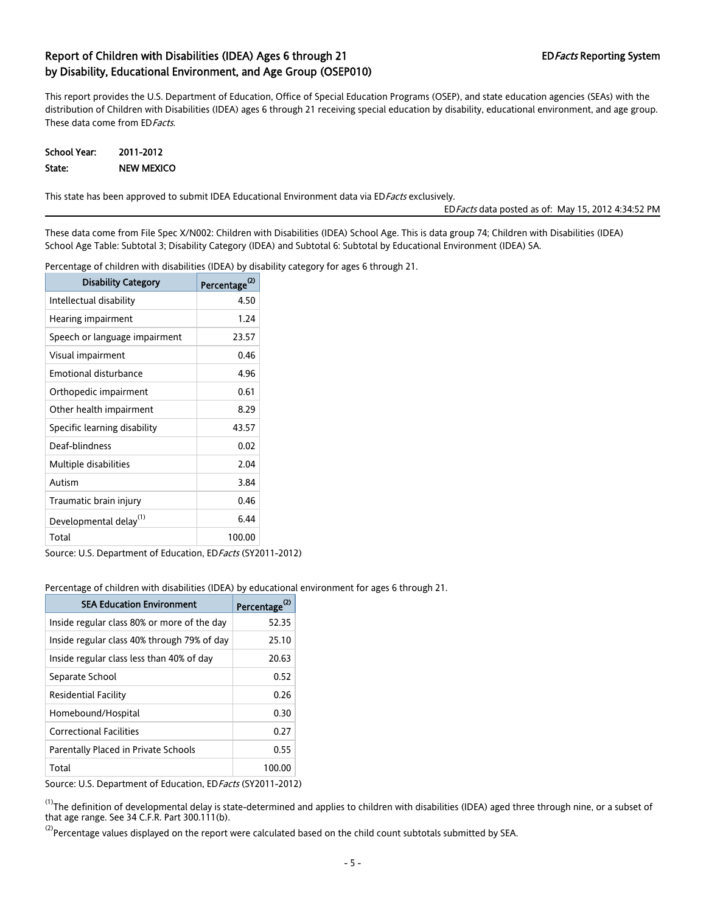# Report of Children with Disabilities (IDEA) Ages 6 through 21 by Disability, Educational Environment, and Age Group (OSEP010)

ED*Facts* Reporting System

This report provides the U.S. Department of Education, Office of Special Education Programs (OSEP), and state education agencies (SEAs) with the distribution of Children with Disabilities (IDEA) ages 6 through 21 receiving special education by disability, educational environment, and age group. These data come from ED*Facts*.

**School Year:** 2011-2012
**State:** NEW MEXICO

This state has been approved to submit IDEA Educational Environment data via ED*Facts* exclusively.

ED*Facts* data posted as of: May 15, 2012 4:34:52 PM

These data come from File Spec X/N002: Children with Disabilities (IDEA) School Age. This is data group 74; Children with Disabilities (IDEA) School Age Table: Subtotal 3; Disability Category (IDEA) and Subtotal 6: Subtotal by Educational Environment (IDEA) SA.

Percentage of children with disabilities (IDEA) by disability category for ages 6 through 21.

| Disability Category | Percentage[2] |
|---|---|
| Intellectual disability | 4.50 |
| Hearing impairment | 1.24 |
| Speech or language impairment | 23.57 |
| Visual impairment | 0.46 |
| Emotional disturbance | 4.96 |
| Orthopedic impairment | 0.61 |
| Other health impairment | 8.29 |
| Specific learning disability | 43.57 |
| Deaf-blindness | 0.02 |
| Multiple disabilities | 2.04 |
| Autism | 3.84 |
| Traumatic brain injury | 0.46 |
| Developmental delay[1] | 6.44 |
| Total | 100.00 |

Source: U.S. Department of Education, ED*Facts* (SY2011-2012)

Percentage of children with disabilities (IDEA) by educational environment for ages 6 through 21.

| SEA Education Environment | Percentage[2] |
|---|---|
| Inside regular class 80% or more of the day | 52.35 |
| Inside regular class 40% through 79% of day | 25.10 |
| Inside regular class less than 40% of day | 20.63 |
| Separate School | 0.52 |
| Residential Facility | 0.26 |
| Homebound/Hospital | 0.30 |
| Correctional Facilities | 0.27 |
| Parentally Placed in Private Schools | 0.55 |
| Total | 100.00 |

Source: U.S. Department of Education, ED*Facts* (SY2011-2012)

[1]The definition of developmental delay is state-determined and applies to children with disabilities (IDEA) aged three through nine, or a subset of that age range. See 34 C.F.R. Part 300.111(b).

[2]Percentage values displayed on the report were calculated based on the child count subtotals submitted by SEA.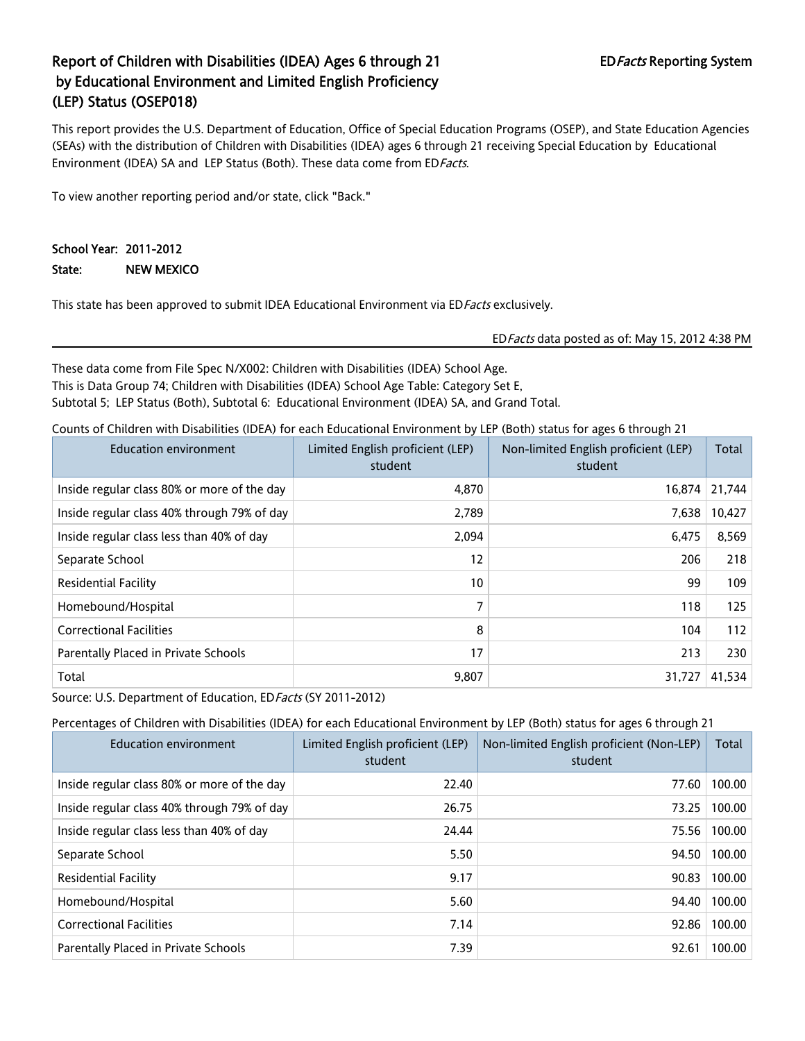# Report of Children with Disabilities (IDEA) Ages 6 through 21 by Educational Environment and Limited English Proficiency (LEP) Status (OSEP018)

ED*Facts* Reporting System

This report provides the U.S. Department of Education, Office of Special Education Programs (OSEP), and State Education Agencies (SEAs) with the distribution of Children with Disabilities (IDEA) ages 6 through 21 receiving Special Education by Educational Environment (IDEA) SA and LEP Status (Both). These data come from ED*Facts*.

To view another reporting period and/or state, click "Back."

**School Year:** 2011-2012

**State:** NEW MEXICO

This state has been approved to submit IDEA Educational Environment via ED*Facts* exclusively.

ED*Facts* data posted as of: May 15, 2012 4:38 PM

---

These data come from File Spec N/X002: Children with Disabilities (IDEA) School Age.
This is Data Group 74; Children with Disabilities (IDEA) School Age Table: Category Set E, Subtotal 5; LEP Status (Both), Subtotal 6: Educational Environment (IDEA) SA, and Grand Total.

Counts of Children with Disabilities (IDEA) for each Educational Environment by LEP (Both) status for ages 6 through 21

| Education environment | Limited English proficient (LEP) student | Non-limited English proficient (LEP) student | Total |
|---|---|---|---|
| Inside regular class 80% or more of the day | 4,870 | 16,874 | 21,744 |
| Inside regular class 40% through 79% of day | 2,789 | 7,638 | 10,427 |
| Inside regular class less than 40% of day | 2,094 | 6,475 | 8,569 |
| Separate School | 12 | 206 | 218 |
| Residential Facility | 10 | 99 | 109 |
| Homebound/Hospital | 7 | 118 | 125 |
| Correctional Facilities | 8 | 104 | 112 |
| Parentally Placed in Private Schools | 17 | 213 | 230 |
| Total | 9,807 | 31,727 | 41,534 |

Source: U.S. Department of Education, ED*Facts* (SY 2011-2012)

Percentages of Children with Disabilities (IDEA) for each Educational Environment by LEP (Both) status for ages 6 through 21

| Education environment | Limited English proficient (LEP) student | Non-limited English proficient (Non-LEP) student | Total |
|---|---|---|---|
| Inside regular class 80% or more of the day | 22.40 | 77.60 | 100.00 |
| Inside regular class 40% through 79% of day | 26.75 | 73.25 | 100.00 |
| Inside regular class less than 40% of day | 24.44 | 75.56 | 100.00 |
| Separate School | 5.50 | 94.50 | 100.00 |
| Residential Facility | 9.17 | 90.83 | 100.00 |
| Homebound/Hospital | 5.60 | 94.40 | 100.00 |
| Correctional Facilities | 7.14 | 92.86 | 100.00 |
| Parentally Placed in Private Schools | 7.39 | 92.61 | 100.00 |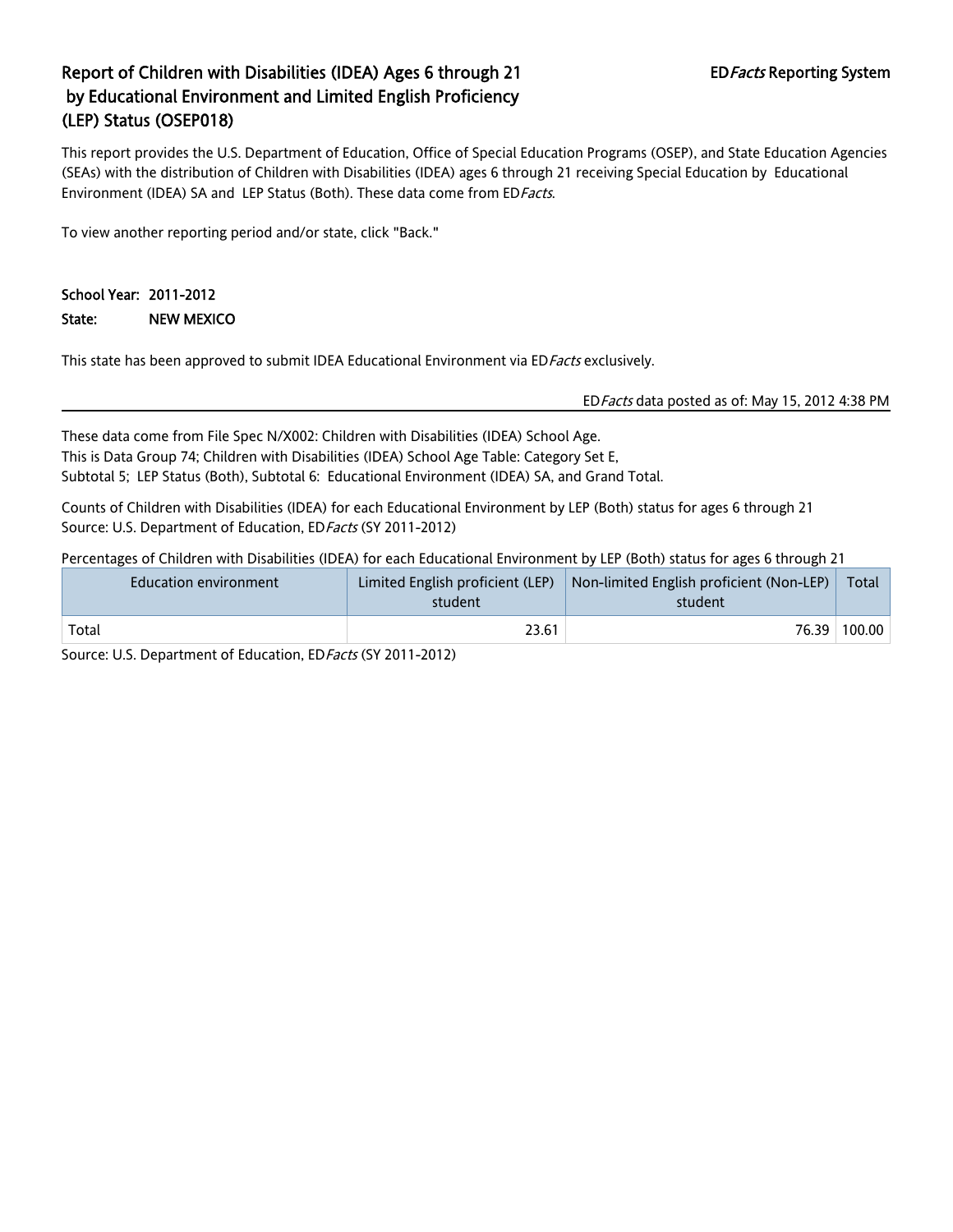# Report of Children with Disabilities (IDEA) Ages 6 through 21 by Educational Environment and Limited English Proficiency (LEP) Status (OSEP018)

ED*Facts* Reporting System

This report provides the U.S. Department of Education, Office of Special Education Programs (OSEP), and State Education Agencies (SEAs) with the distribution of Children with Disabilities (IDEA) ages 6 through 21 receiving Special Education by Educational Environment (IDEA) SA and LEP Status (Both). These data come from ED*Facts*.

To view another reporting period and/or state, click "Back."

**School Year:** 2011-2012

**State:** NEW MEXICO

This state has been approved to submit IDEA Educational Environment via ED*Facts* exclusively.

ED*Facts* data posted as of: May 15, 2012 4:38 PM

---

These data come from File Spec N/X002: Children with Disabilities (IDEA) School Age.
This is Data Group 74; Children with Disabilities (IDEA) School Age Table: Category Set E,
Subtotal 5; LEP Status (Both), Subtotal 6: Educational Environment (IDEA) SA, and Grand Total.

Counts of Children with Disabilities (IDEA) for each Educational Environment by LEP (Both) status for ages 6 through 21
Source: U.S. Department of Education, ED*Facts* (SY 2011-2012)

Percentages of Children with Disabilities (IDEA) for each Educational Environment by LEP (Both) status for ages 6 through 21

| Education environment | Limited English proficient (LEP) student | Non-limited English proficient (Non-LEP) student | Total |
|---|---|---|---|
| Total | 23.61 | 76.39 | 100.00 |

Source: U.S. Department of Education, ED*Facts* (SY 2011-2012)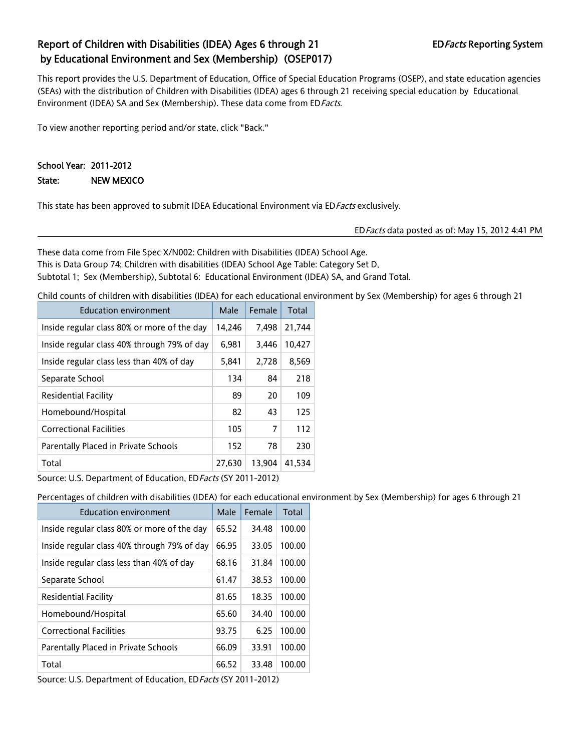## Report of Children with Disabilities (IDEA) Ages 6 through 21 by Educational Environment and Sex (Membership) (OSEP017)

ED*Facts* Reporting System

This report provides the U.S. Department of Education, Office of Special Education Programs (OSEP), and state education agencies (SEAs) with the distribution of Children with Disabilities (IDEA) ages 6 through 21 receiving special education by Educational Environment (IDEA) SA and Sex (Membership). These data come from ED*Facts*.

To view another reporting period and/or state, click "Back."

**School Year:** 2011-2012

**State:** NEW MEXICO

This state has been approved to submit IDEA Educational Environment via ED*Facts* exclusively.

ED*Facts* data posted as of: May 15, 2012 4:41 PM

---

These data come from File Spec X/N002: Children with Disabilities (IDEA) School Age.
This is Data Group 74; Children with disabilities (IDEA) School Age Table: Category Set D,
Subtotal 1; Sex (Membership), Subtotal 6: Educational Environment (IDEA) SA, and Grand Total.

Child counts of children with disabilities (IDEA) for each educational environment by Sex (Membership) for ages 6 through 21

| Education environment | Male | Female | Total |
|---|---|---|---|
| Inside regular class 80% or more of the day | 14,246 | 7,498 | 21,744 |
| Inside regular class 40% through 79% of day | 6,981 | 3,446 | 10,427 |
| Inside regular class less than 40% of day | 5,841 | 2,728 | 8,569 |
| Separate School | 134 | 84 | 218 |
| Residential Facility | 89 | 20 | 109 |
| Homebound/Hospital | 82 | 43 | 125 |
| Correctional Facilities | 105 | 7 | 112 |
| Parentally Placed in Private Schools | 152 | 78 | 230 |
| Total | 27,630 | 13,904 | 41,534 |

Source: U.S. Department of Education, ED*Facts* (SY 2011-2012)

Percentages of children with disabilities (IDEA) for each educational environment by Sex (Membership) for ages 6 through 21

| Education environment | Male | Female | Total |
|---|---|---|---|
| Inside regular class 80% or more of the day | 65.52 | 34.48 | 100.00 |
| Inside regular class 40% through 79% of day | 66.95 | 33.05 | 100.00 |
| Inside regular class less than 40% of day | 68.16 | 31.84 | 100.00 |
| Separate School | 61.47 | 38.53 | 100.00 |
| Residential Facility | 81.65 | 18.35 | 100.00 |
| Homebound/Hospital | 65.60 | 34.40 | 100.00 |
| Correctional Facilities | 93.75 | 6.25 | 100.00 |
| Parentally Placed in Private Schools | 66.09 | 33.91 | 100.00 |
| Total | 66.52 | 33.48 | 100.00 |

Source: U.S. Department of Education, ED*Facts* (SY 2011-2012)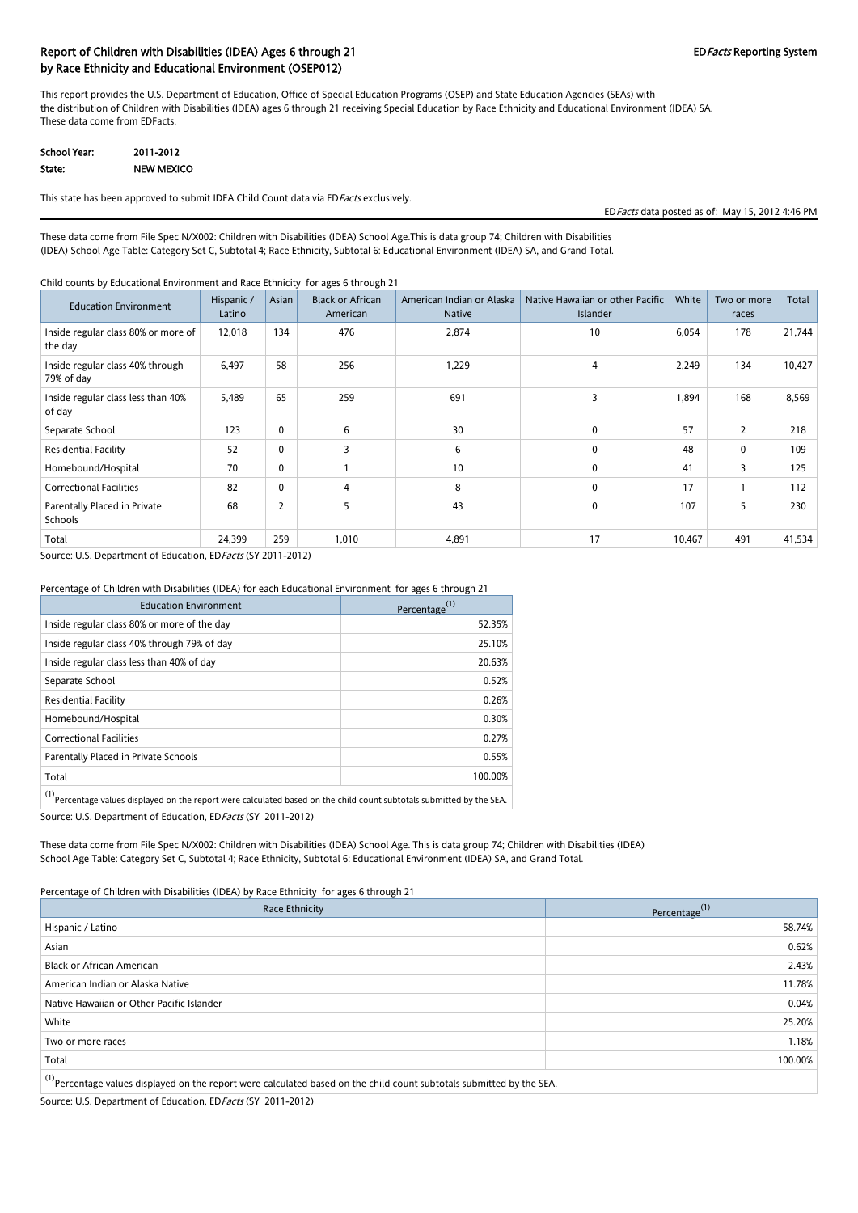# Report of Children with Disabilities (IDEA) Ages 6 through 21 by Race Ethnicity and Educational Environment (OSEP012)

ED*Facts* Reporting System

This report provides the U.S. Department of Education, Office of Special Education Programs (OSEP) and State Education Agencies (SEAs) with the distribution of Children with Disabilities (IDEA) ages 6 through 21 receiving Special Education by Race Ethnicity and Educational Environment (IDEA) SA. These data come from EDFacts.

**School Year:** 2011-2012
**State:** NEW MEXICO

This state has been approved to submit IDEA Child Count data via ED*Facts* exclusively.

ED*Facts* data posted as of: May 15, 2012 4:46 PM

These data come from File Spec N/X002: Children with Disabilities (IDEA) School Age.This is data group 74; Children with Disabilities (IDEA) School Age Table: Category Set C, Subtotal 4; Race Ethnicity, Subtotal 6: Educational Environment (IDEA) SA, and Grand Total.

Child counts by Educational Environment and Race Ethnicity for ages 6 through 21

| Education Environment | Hispanic / Latino | Asian | Black or African American | American Indian or Alaska Native | Native Hawaiian or other Pacific Islander | White | Two or more races | Total |
|---|---|---|---|---|---|---|---|---|
| Inside regular class 80% or more of the day | 12,018 | 134 | 476 | 2,874 | 10 | 6,054 | 178 | 21,744 |
| Inside regular class 40% through 79% of day | 6,497 | 58 | 256 | 1,229 | 4 | 2,249 | 134 | 10,427 |
| Inside regular class less than 40% of day | 5,489 | 65 | 259 | 691 | 3 | 1,894 | 168 | 8,569 |
| Separate School | 123 | 0 | 6 | 30 | 0 | 57 | 2 | 218 |
| Residential Facility | 52 | 0 | 3 | 6 | 0 | 48 | 0 | 109 |
| Homebound/Hospital | 70 | 0 | 1 | 10 | 0 | 41 | 3 | 125 |
| Correctional Facilities | 82 | 0 | 4 | 8 | 0 | 17 | 1 | 112 |
| Parentally Placed in Private Schools | 68 | 2 | 5 | 43 | 0 | 107 | 5 | 230 |
| Total | 24,399 | 259 | 1,010 | 4,891 | 17 | 10,467 | 491 | 41,534 |

Source: U.S. Department of Education, ED*Facts* (SY 2011-2012)

Percentage of Children with Disabilities (IDEA) for each Educational Environment for ages 6 through 21

| Education Environment | Percentage[(1)] |
|---|---|
| Inside regular class 80% or more of the day | 52.35% |
| Inside regular class 40% through 79% of day | 25.10% |
| Inside regular class less than 40% of day | 20.63% |
| Separate School | 0.52% |
| Residential Facility | 0.26% |
| Homebound/Hospital | 0.30% |
| Correctional Facilities | 0.27% |
| Parentally Placed in Private Schools | 0.55% |
| Total | 100.00% |

[(1)] Percentage values displayed on the report were calculated based on the child count subtotals submitted by the SEA.

Source: U.S. Department of Education, ED*Facts* (SY 2011-2012)

These data come from File Spec N/X002: Children with Disabilities (IDEA) School Age. This is data group 74; Children with Disabilities (IDEA) School Age Table: Category Set C, Subtotal 4; Race Ethnicity, Subtotal 6: Educational Environment (IDEA) SA, and Grand Total.

Percentage of Children with Disabilities (IDEA) by Race Ethnicity for ages 6 through 21

| Race Ethnicity | Percentage[(1)] |
|---|---|
| Hispanic / Latino | 58.74% |
| Asian | 0.62% |
| Black or African American | 2.43% |
| American Indian or Alaska Native | 11.78% |
| Native Hawaiian or Other Pacific Islander | 0.04% |
| White | 25.20% |
| Two or more races | 1.18% |
| Total | 100.00% |

[(1)] Percentage values displayed on the report were calculated based on the child count subtotals submitted by the SEA.

Source: U.S. Department of Education, ED*Facts* (SY 2011-2012)